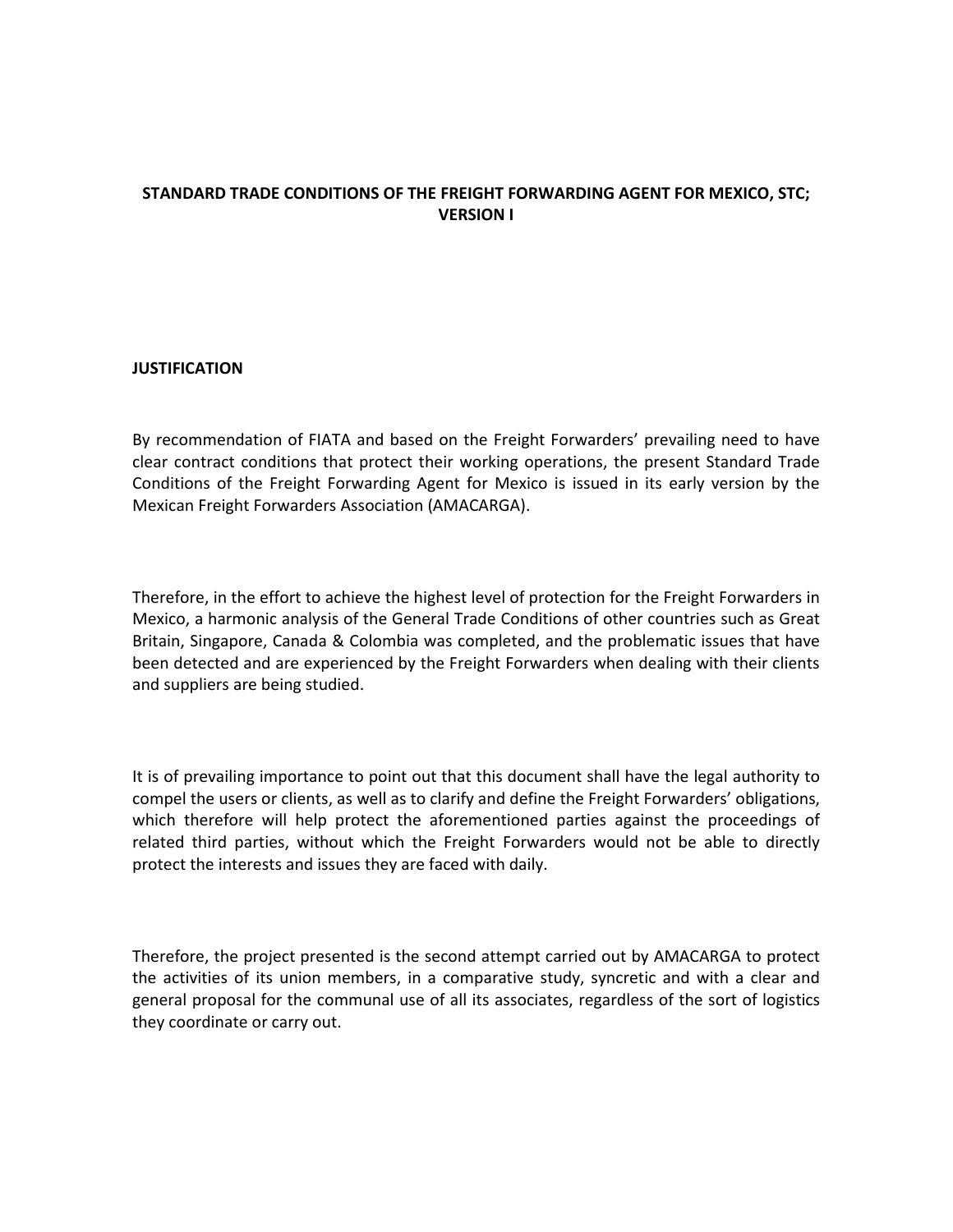# STANDARD TRADE CONDITIONS OF THE FREIGHT FORWARDING AGENT FOR MEXICO, STC; VERSION I

## JUSTIFICATION

By recommendation of FIATA and based on the Freight Forwarders' prevailing need to have clear contract conditions that protect their working operations, the present Standard Trade Conditions of the Freight Forwarding Agent for Mexico is issued in its early version by the Mexican Freight Forwarders Association (AMACARGA).

Therefore, in the effort to achieve the highest level of protection for the Freight Forwarders in Mexico, a harmonic analysis of the General Trade Conditions of other countries such as Great Britain, Singapore, Canada & Colombia was completed, and the problematic issues that have been detected and are experienced by the Freight Forwarders when dealing with their clients and suppliers are being studied.

It is of prevailing importance to point out that this document shall have the legal authority to compel the users or clients, as well as to clarify and define the Freight Forwarders' obligations, which therefore will help protect the aforementioned parties against the proceedings of related third parties, without which the Freight Forwarders would not be able to directly protect the interests and issues they are faced with daily.

Therefore, the project presented is the second attempt carried out by AMACARGA to protect the activities of its union members, in a comparative study, syncretic and with a clear and general proposal for the communal use of all its associates, regardless of the sort of logistics they coordinate or carry out.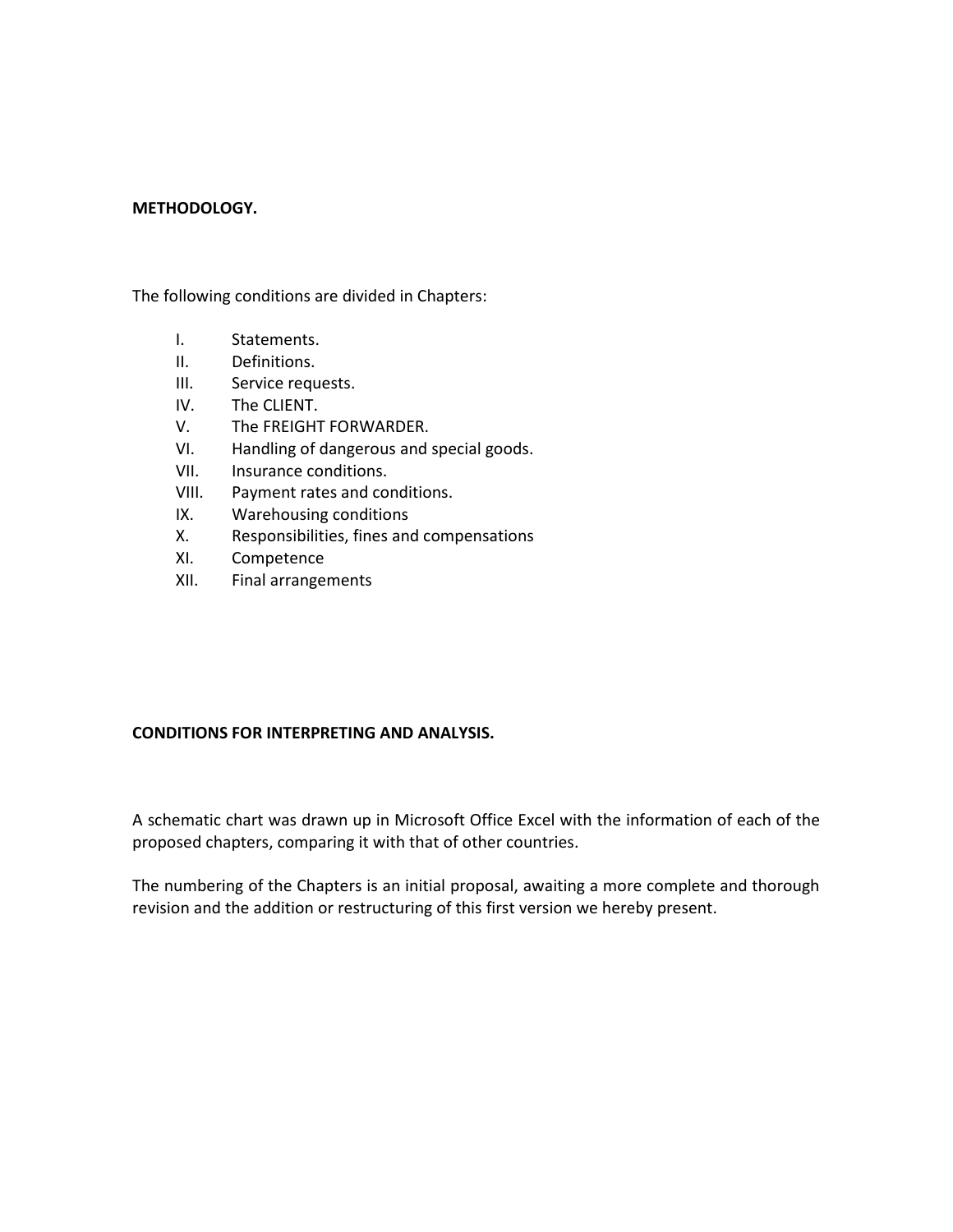**METHODOLOGY.**

The following conditions are divided in Chapters:

I. Statements.
II. Definitions.
III. Service requests.
IV. The CLIENT.
V. The FREIGHT FORWARDER.
VI. Handling of dangerous and special goods.
VII. Insurance conditions.
VIII. Payment rates and conditions.
IX. Warehousing conditions
X. Responsibilities, fines and compensations
XI. Competence
XII. Final arrangements

**CONDITIONS FOR INTERPRETING AND ANALYSIS.**

A schematic chart was drawn up in Microsoft Office Excel with the information of each of the proposed chapters, comparing it with that of other countries.

The numbering of the Chapters is an initial proposal, awaiting a more complete and thorough revision and the addition or restructuring of this first version we hereby present.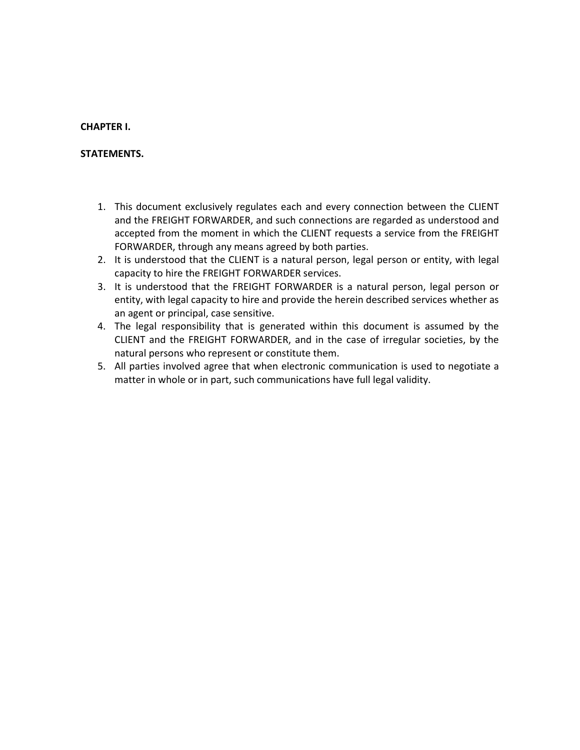**CHAPTER I.**

**STATEMENTS.**

1. This document exclusively regulates each and every connection between the CLIENT and the FREIGHT FORWARDER, and such connections are regarded as understood and accepted from the moment in which the CLIENT requests a service from the FREIGHT FORWARDER, through any means agreed by both parties.
2. It is understood that the CLIENT is a natural person, legal person or entity, with legal capacity to hire the FREIGHT FORWARDER services.
3. It is understood that the FREIGHT FORWARDER is a natural person, legal person or entity, with legal capacity to hire and provide the herein described services whether as an agent or principal, case sensitive.
4. The legal responsibility that is generated within this document is assumed by the CLIENT and the FREIGHT FORWARDER, and in the case of irregular societies, by the natural persons who represent or constitute them.
5. All parties involved agree that when electronic communication is used to negotiate a matter in whole or in part, such communications have full legal validity.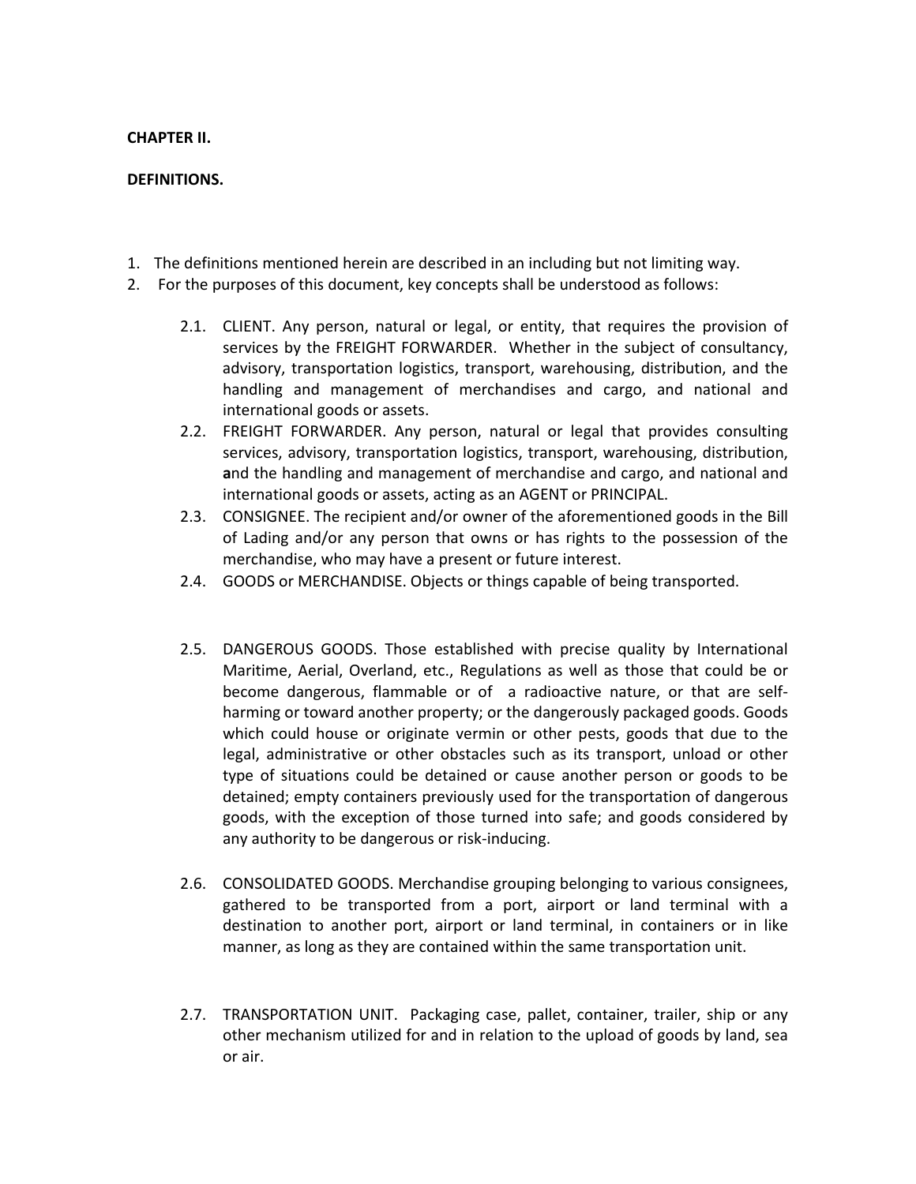**CHAPTER II.**

**DEFINITIONS.**

1. The definitions mentioned herein are described in an including but not limiting way.
2. For the purposes of this document, key concepts shall be understood as follows:

    2.1. CLIENT. Any person, natural or legal, or entity, that requires the provision of services by the FREIGHT FORWARDER. Whether in the subject of consultancy, advisory, transportation logistics, transport, warehousing, distribution, and the handling and management of merchandises and cargo, and national and international goods or assets.

    2.2. FREIGHT FORWARDER. Any person, natural or legal that provides consulting services, advisory, transportation logistics, transport, warehousing, distribution, and the handling and management of merchandise and cargo, and national and international goods or assets, acting as an AGENT or PRINCIPAL.

    2.3. CONSIGNEE. The recipient and/or owner of the aforementioned goods in the Bill of Lading and/or any person that owns or has rights to the possession of the merchandise, who may have a present or future interest.

    2.4. GOODS or MERCHANDISE. Objects or things capable of being transported.

    2.5. DANGEROUS GOODS. Those established with precise quality by International Maritime, Aerial, Overland, etc., Regulations as well as those that could be or become dangerous, flammable or of a radioactive nature, or that are self-harming or toward another property; or the dangerously packaged goods. Goods which could house or originate vermin or other pests, goods that due to the legal, administrative or other obstacles such as its transport, unload or other type of situations could be detained or cause another person or goods to be detained; empty containers previously used for the transportation of dangerous goods, with the exception of those turned into safe; and goods considered by any authority to be dangerous or risk-inducing.

    2.6. CONSOLIDATED GOODS. Merchandise grouping belonging to various consignees, gathered to be transported from a port, airport or land terminal with a destination to another port, airport or land terminal, in containers or in like manner, as long as they are contained within the same transportation unit.

    2.7. TRANSPORTATION UNIT. Packaging case, pallet, container, trailer, ship or any other mechanism utilized for and in relation to the upload of goods by land, sea or air.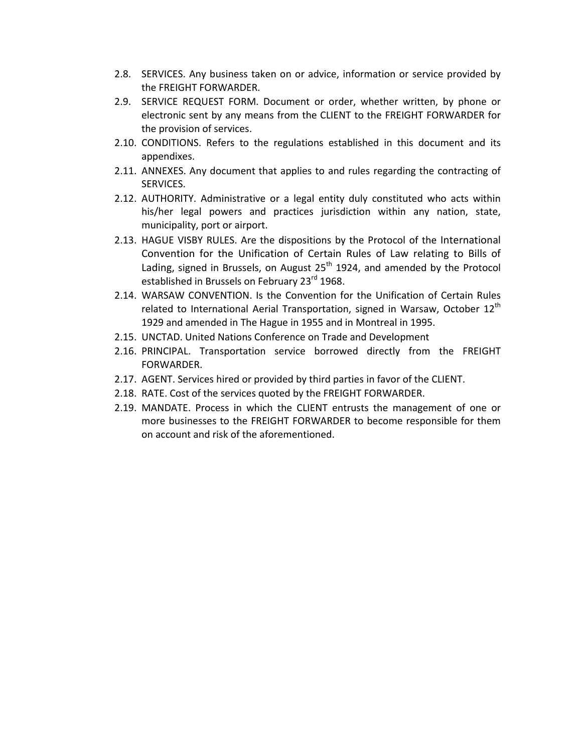2.8. SERVICES. Any business taken on or advice, information or service provided by the FREIGHT FORWARDER.

2.9. SERVICE REQUEST FORM. Document or order, whether written, by phone or electronic sent by any means from the CLIENT to the FREIGHT FORWARDER for the provision of services.

2.10. CONDITIONS. Refers to the regulations established in this document and its appendixes.

2.11. ANNEXES. Any document that applies to and rules regarding the contracting of SERVICES.

2.12. AUTHORITY. Administrative or a legal entity duly constituted who acts within his/her legal powers and practices jurisdiction within any nation, state, municipality, port or airport.

2.13. HAGUE VISBY RULES. Are the dispositions by the Protocol of the International Convention for the Unification of Certain Rules of Law relating to Bills of Lading, signed in Brussels, on August 25th 1924, and amended by the Protocol established in Brussels on February 23rd 1968.

2.14. WARSAW CONVENTION. Is the Convention for the Unification of Certain Rules related to International Aerial Transportation, signed in Warsaw, October 12th 1929 and amended in The Hague in 1955 and in Montreal in 1995.

2.15. UNCTAD. United Nations Conference on Trade and Development

2.16. PRINCIPAL. Transportation service borrowed directly from the FREIGHT FORWARDER.

2.17. AGENT. Services hired or provided by third parties in favor of the CLIENT.

2.18. RATE. Cost of the services quoted by the FREIGHT FORWARDER.

2.19. MANDATE. Process in which the CLIENT entrusts the management of one or more businesses to the FREIGHT FORWARDER to become responsible for them on account and risk of the aforementioned.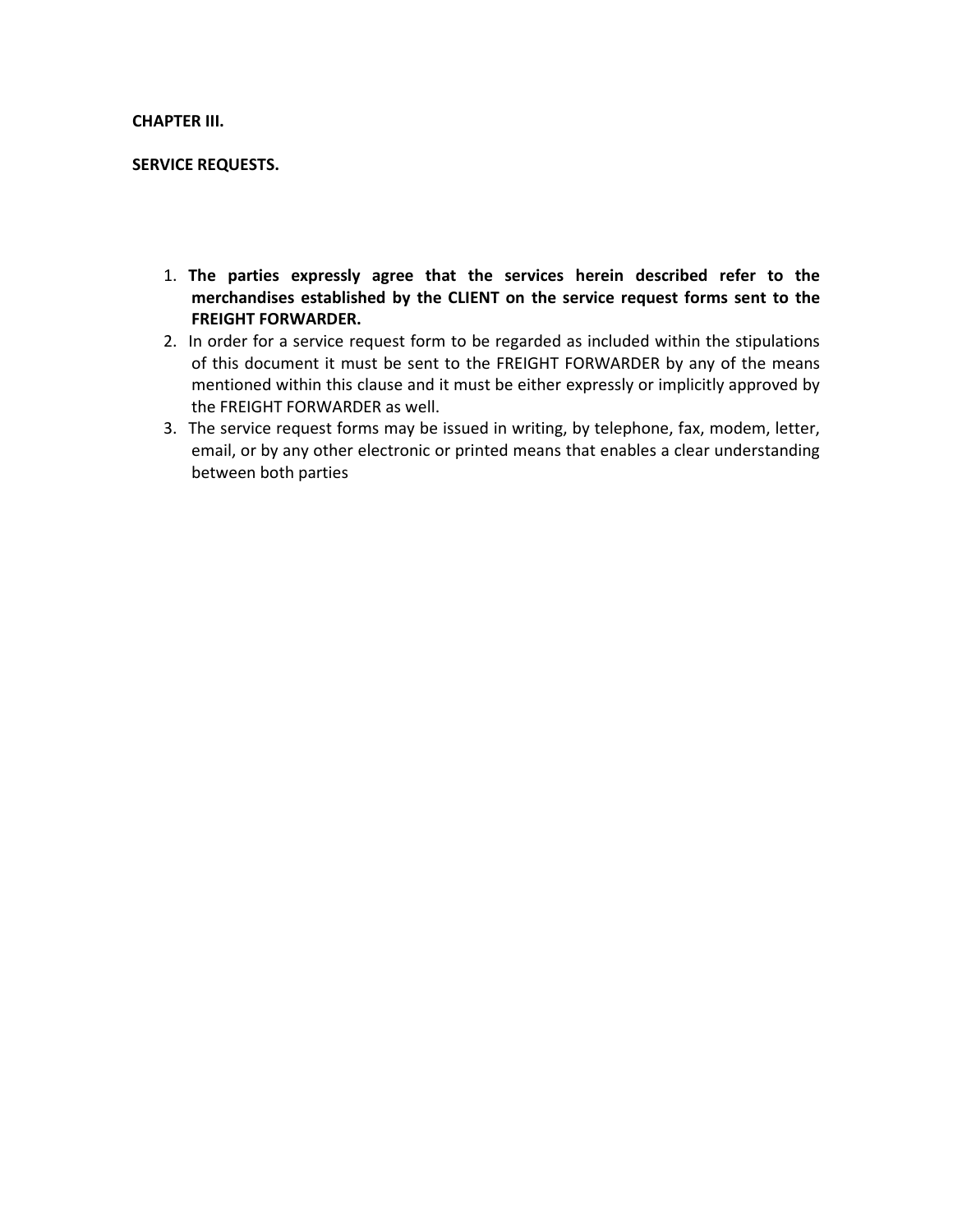**CHAPTER III.**

**SERVICE REQUESTS.**

1. **The parties expressly agree that the services herein described refer to the merchandises established by the CLIENT on the service request forms sent to the FREIGHT FORWARDER.**
2. In order for a service request form to be regarded as included within the stipulations of this document it must be sent to the FREIGHT FORWARDER by any of the means mentioned within this clause and it must be either expressly or implicitly approved by the FREIGHT FORWARDER as well.
3. The service request forms may be issued in writing, by telephone, fax, modem, letter, email, or by any other electronic or printed means that enables a clear understanding between both parties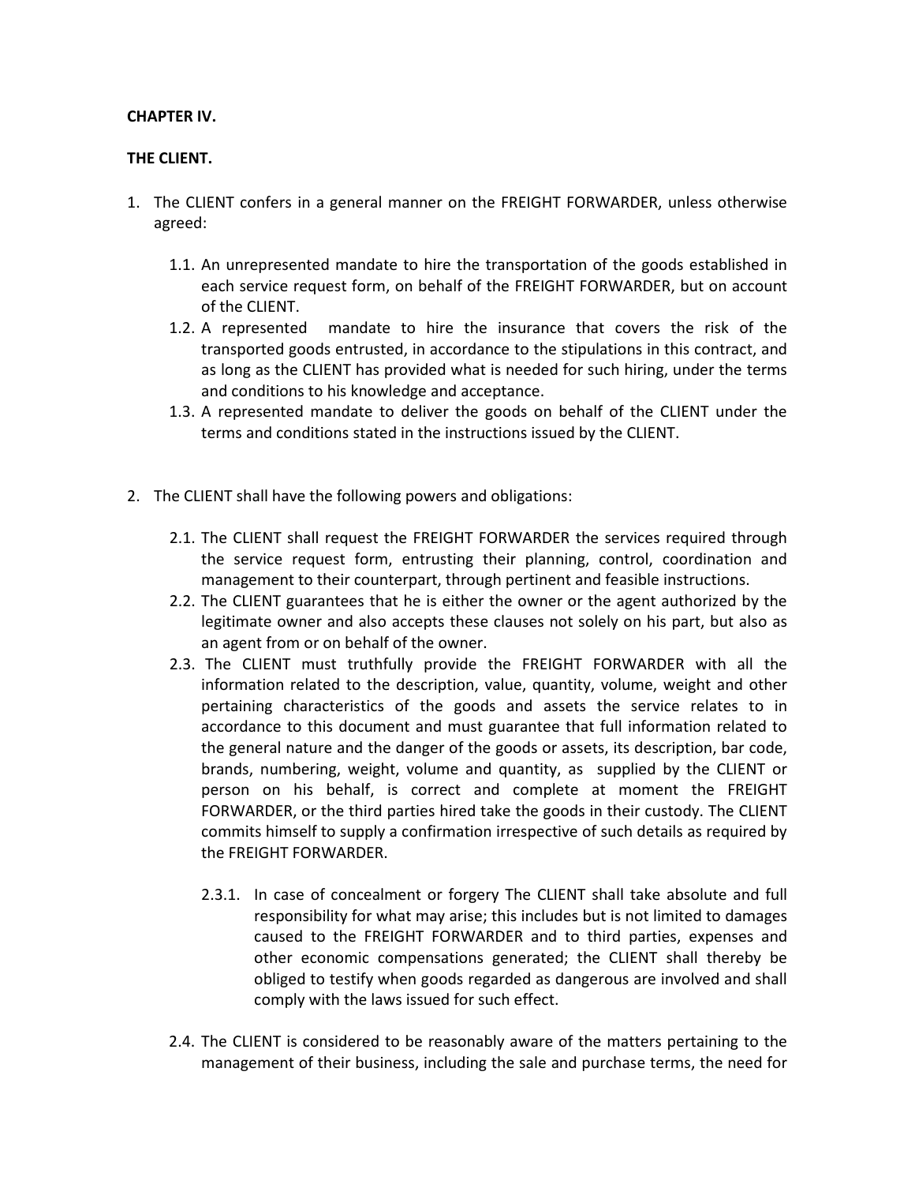**CHAPTER IV.**

**THE CLIENT.**

1. The CLIENT confers in a general manner on the FREIGHT FORWARDER, unless otherwise agreed:

   1.1. An unrepresented mandate to hire the transportation of the goods established in each service request form, on behalf of the FREIGHT FORWARDER, but on account of the CLIENT.

   1.2. A represented mandate to hire the insurance that covers the risk of the transported goods entrusted, in accordance to the stipulations in this contract, and as long as the CLIENT has provided what is needed for such hiring, under the terms and conditions to his knowledge and acceptance.

   1.3. A represented mandate to deliver the goods on behalf of the CLIENT under the terms and conditions stated in the instructions issued by the CLIENT.

2. The CLIENT shall have the following powers and obligations:

   2.1. The CLIENT shall request the FREIGHT FORWARDER the services required through the service request form, entrusting their planning, control, coordination and management to their counterpart, through pertinent and feasible instructions.

   2.2. The CLIENT guarantees that he is either the owner or the agent authorized by the legitimate owner and also accepts these clauses not solely on his part, but also as an agent from or on behalf of the owner.

   2.3. The CLIENT must truthfully provide the FREIGHT FORWARDER with all the information related to the description, value, quantity, volume, weight and other pertaining characteristics of the goods and assets the service relates to in accordance to this document and must guarantee that full information related to the general nature and the danger of the goods or assets, its description, bar code, brands, numbering, weight, volume and quantity, as supplied by the CLIENT or person on his behalf, is correct and complete at moment the FREIGHT FORWARDER, or the third parties hired take the goods in their custody. The CLIENT commits himself to supply a confirmation irrespective of such details as required by the FREIGHT FORWARDER.

      2.3.1. In case of concealment or forgery The CLIENT shall take absolute and full responsibility for what may arise; this includes but is not limited to damages caused to the FREIGHT FORWARDER and to third parties, expenses and other economic compensations generated; the CLIENT shall thereby be obliged to testify when goods regarded as dangerous are involved and shall comply with the laws issued for such effect.

   2.4. The CLIENT is considered to be reasonably aware of the matters pertaining to the management of their business, including the sale and purchase terms, the need for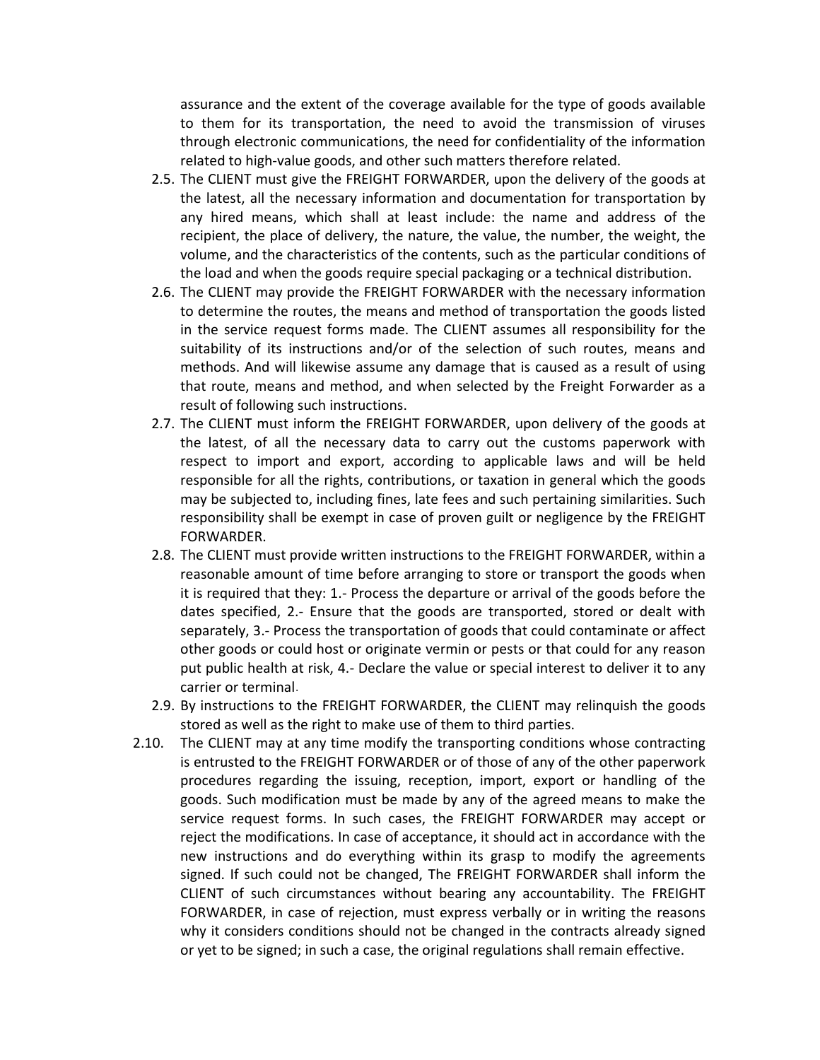assurance and the extent of the coverage available for the type of goods available to them for its transportation, the need to avoid the transmission of viruses through electronic communications, the need for confidentiality of the information related to high-value goods, and other such matters therefore related.

2.5. The CLIENT must give the FREIGHT FORWARDER, upon the delivery of the goods at the latest, all the necessary information and documentation for transportation by any hired means, which shall at least include: the name and address of the recipient, the place of delivery, the nature, the value, the number, the weight, the volume, and the characteristics of the contents, such as the particular conditions of the load and when the goods require special packaging or a technical distribution.

2.6. The CLIENT may provide the FREIGHT FORWARDER with the necessary information to determine the routes, the means and method of transportation the goods listed in the service request forms made. The CLIENT assumes all responsibility for the suitability of its instructions and/or of the selection of such routes, means and methods. And will likewise assume any damage that is caused as a result of using that route, means and method, and when selected by the Freight Forwarder as a result of following such instructions.

2.7. The CLIENT must inform the FREIGHT FORWARDER, upon delivery of the goods at the latest, of all the necessary data to carry out the customs paperwork with respect to import and export, according to applicable laws and will be held responsible for all the rights, contributions, or taxation in general which the goods may be subjected to, including fines, late fees and such pertaining similarities. Such responsibility shall be exempt in case of proven guilt or negligence by the FREIGHT FORWARDER.

2.8. The CLIENT must provide written instructions to the FREIGHT FORWARDER, within a reasonable amount of time before arranging to store or transport the goods when it is required that they: 1.- Process the departure or arrival of the goods before the dates specified, 2.- Ensure that the goods are transported, stored or dealt with separately, 3.- Process the transportation of goods that could contaminate or affect other goods or could host or originate vermin or pests or that could for any reason put public health at risk, 4.- Declare the value or special interest to deliver it to any carrier or terminal.

2.9. By instructions to the FREIGHT FORWARDER, the CLIENT may relinquish the goods stored as well as the right to make use of them to third parties.

2.10. The CLIENT may at any time modify the transporting conditions whose contracting is entrusted to the FREIGHT FORWARDER or of those of any of the other paperwork procedures regarding the issuing, reception, import, export or handling of the goods. Such modification must be made by any of the agreed means to make the service request forms. In such cases, the FREIGHT FORWARDER may accept or reject the modifications. In case of acceptance, it should act in accordance with the new instructions and do everything within its grasp to modify the agreements signed. If such could not be changed, The FREIGHT FORWARDER shall inform the CLIENT of such circumstances without bearing any accountability. The FREIGHT FORWARDER, in case of rejection, must express verbally or in writing the reasons why it considers conditions should not be changed in the contracts already signed or yet to be signed; in such a case, the original regulations shall remain effective.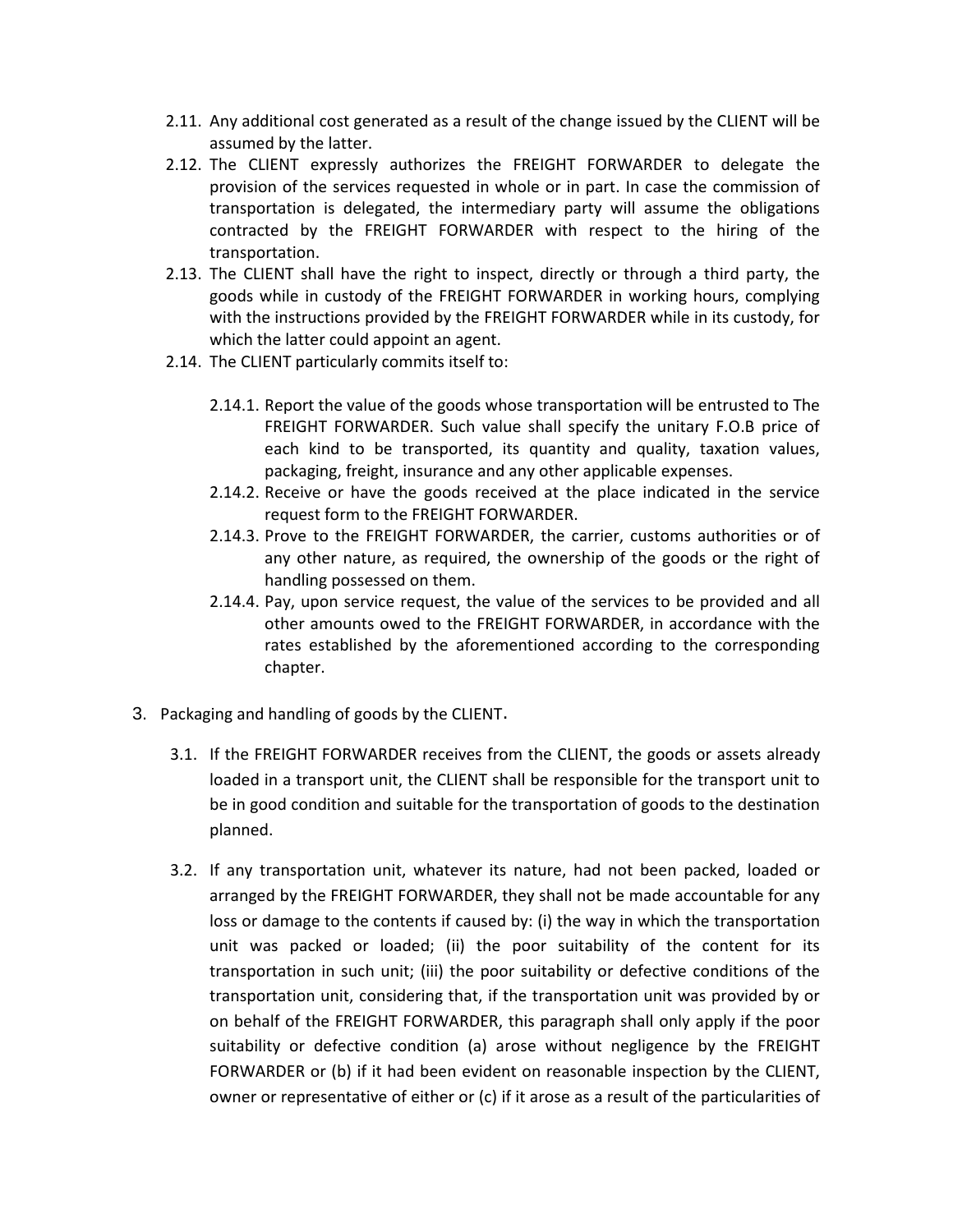2.11. Any additional cost generated as a result of the change issued by the CLIENT will be assumed by the latter.

2.12. The CLIENT expressly authorizes the FREIGHT FORWARDER to delegate the provision of the services requested in whole or in part. In case the commission of transportation is delegated, the intermediary party will assume the obligations contracted by the FREIGHT FORWARDER with respect to the hiring of the transportation.

2.13. The CLIENT shall have the right to inspect, directly or through a third party, the goods while in custody of the FREIGHT FORWARDER in working hours, complying with the instructions provided by the FREIGHT FORWARDER while in its custody, for which the latter could appoint an agent.

2.14. The CLIENT particularly commits itself to:

- 2.14.1. Report the value of the goods whose transportation will be entrusted to The FREIGHT FORWARDER. Such value shall specify the unitary F.O.B price of each kind to be transported, its quantity and quality, taxation values, packaging, freight, insurance and any other applicable expenses.
- 2.14.2. Receive or have the goods received at the place indicated in the service request form to the FREIGHT FORWARDER.
- 2.14.3. Prove to the FREIGHT FORWARDER, the carrier, customs authorities or of any other nature, as required, the ownership of the goods or the right of handling possessed on them.
- 2.14.4. Pay, upon service request, the value of the services to be provided and all other amounts owed to the FREIGHT FORWARDER, in accordance with the rates established by the aforementioned according to the corresponding chapter.

3. Packaging and handling of goods by the CLIENT.

3.1. If the FREIGHT FORWARDER receives from the CLIENT, the goods or assets already loaded in a transport unit, the CLIENT shall be responsible for the transport unit to be in good condition and suitable for the transportation of goods to the destination planned.

3.2. If any transportation unit, whatever its nature, had not been packed, loaded or arranged by the FREIGHT FORWARDER, they shall not be made accountable for any loss or damage to the contents if caused by: (i) the way in which the transportation unit was packed or loaded; (ii) the poor suitability of the content for its transportation in such unit; (iii) the poor suitability or defective conditions of the transportation unit, considering that, if the transportation unit was provided by or on behalf of the FREIGHT FORWARDER, this paragraph shall only apply if the poor suitability or defective condition (a) arose without negligence by the FREIGHT FORWARDER or (b) if it had been evident on reasonable inspection by the CLIENT, owner or representative of either or (c) if it arose as a result of the particularities of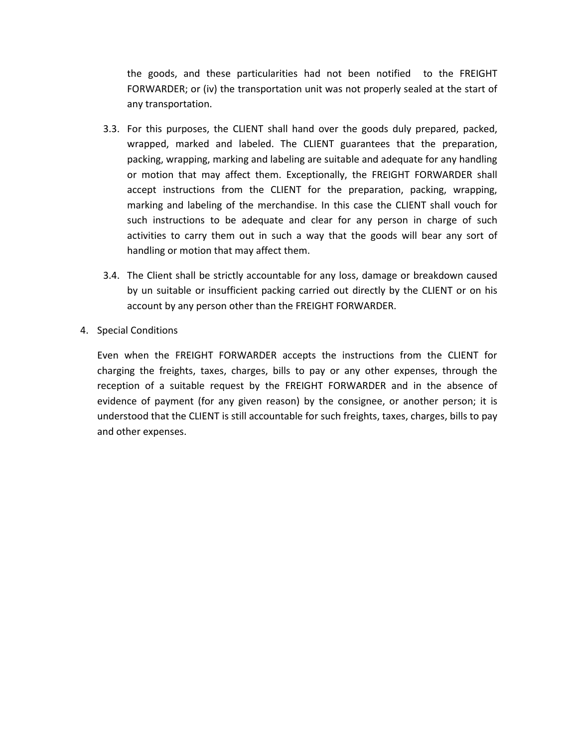the goods, and these particularities had not been notified to the FREIGHT FORWARDER; or (iv) the transportation unit was not properly sealed at the start of any transportation.

3.3. For this purposes, the CLIENT shall hand over the goods duly prepared, packed, wrapped, marked and labeled. The CLIENT guarantees that the preparation, packing, wrapping, marking and labeling are suitable and adequate for any handling or motion that may affect them. Exceptionally, the FREIGHT FORWARDER shall accept instructions from the CLIENT for the preparation, packing, wrapping, marking and labeling of the merchandise. In this case the CLIENT shall vouch for such instructions to be adequate and clear for any person in charge of such activities to carry them out in such a way that the goods will bear any sort of handling or motion that may affect them.

3.4. The Client shall be strictly accountable for any loss, damage or breakdown caused by un suitable or insufficient packing carried out directly by the CLIENT or on his account by any person other than the FREIGHT FORWARDER.

4. Special Conditions

Even when the FREIGHT FORWARDER accepts the instructions from the CLIENT for charging the freights, taxes, charges, bills to pay or any other expenses, through the reception of a suitable request by the FREIGHT FORWARDER and in the absence of evidence of payment (for any given reason) by the consignee, or another person; it is understood that the CLIENT is still accountable for such freights, taxes, charges, bills to pay and other expenses.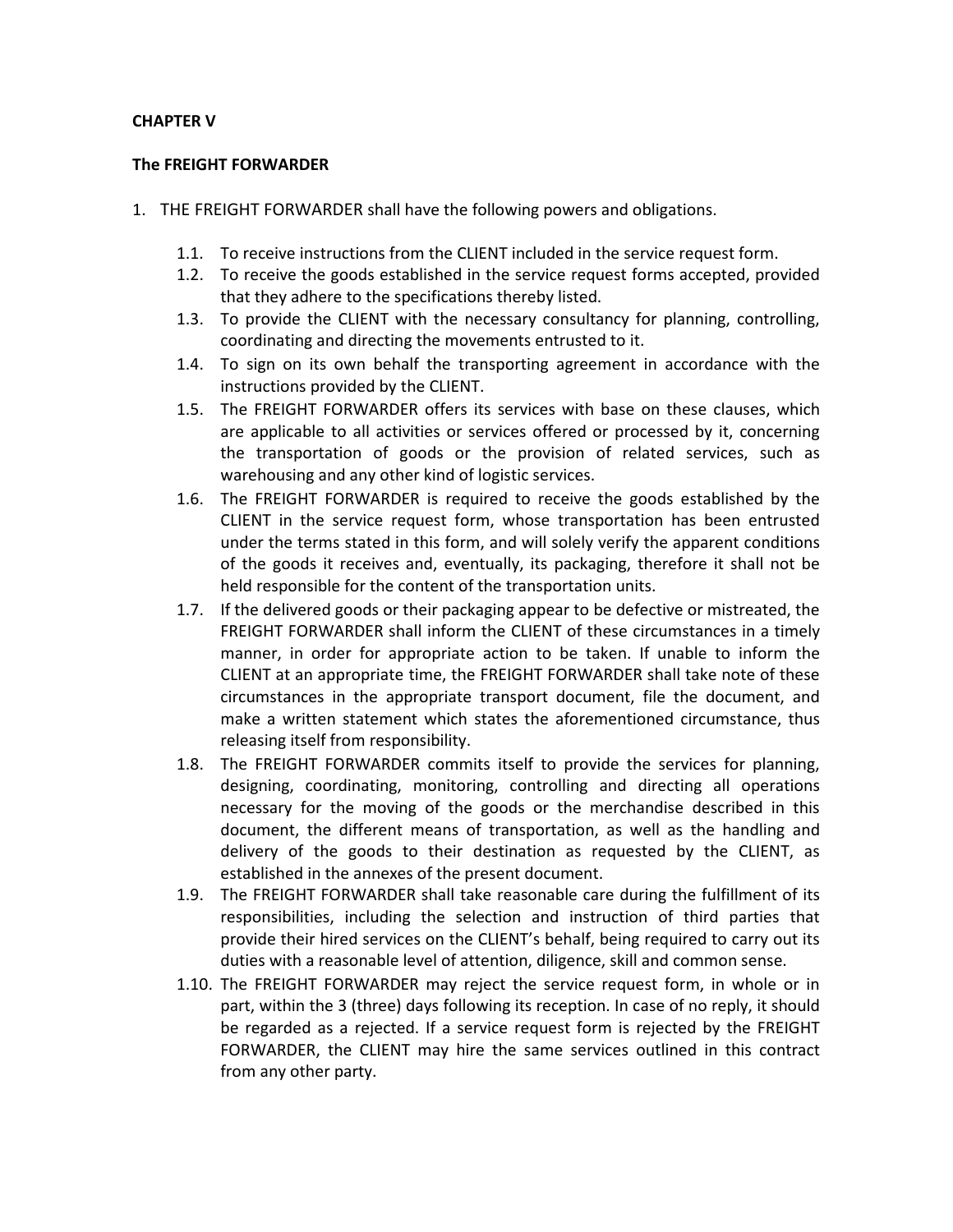**CHAPTER V**

**The FREIGHT FORWARDER**

1. THE FREIGHT FORWARDER shall have the following powers and obligations.

    1.1. To receive instructions from the CLIENT included in the service request form.
    1.2. To receive the goods established in the service request forms accepted, provided that they adhere to the specifications thereby listed.
    1.3. To provide the CLIENT with the necessary consultancy for planning, controlling, coordinating and directing the movements entrusted to it.
    1.4. To sign on its own behalf the transporting agreement in accordance with the instructions provided by the CLIENT.
    1.5. The FREIGHT FORWARDER offers its services with base on these clauses, which are applicable to all activities or services offered or processed by it, concerning the transportation of goods or the provision of related services, such as warehousing and any other kind of logistic services.
    1.6. The FREIGHT FORWARDER is required to receive the goods established by the CLIENT in the service request form, whose transportation has been entrusted under the terms stated in this form, and will solely verify the apparent conditions of the goods it receives and, eventually, its packaging, therefore it shall not be held responsible for the content of the transportation units.
    1.7. If the delivered goods or their packaging appear to be defective or mistreated, the FREIGHT FORWARDER shall inform the CLIENT of these circumstances in a timely manner, in order for appropriate action to be taken. If unable to inform the CLIENT at an appropriate time, the FREIGHT FORWARDER shall take note of these circumstances in the appropriate transport document, file the document, and make a written statement which states the aforementioned circumstance, thus releasing itself from responsibility.
    1.8. The FREIGHT FORWARDER commits itself to provide the services for planning, designing, coordinating, monitoring, controlling and directing all operations necessary for the moving of the goods or the merchandise described in this document, the different means of transportation, as well as the handling and delivery of the goods to their destination as requested by the CLIENT, as established in the annexes of the present document.
    1.9. The FREIGHT FORWARDER shall take reasonable care during the fulfillment of its responsibilities, including the selection and instruction of third parties that provide their hired services on the CLIENT's behalf, being required to carry out its duties with a reasonable level of attention, diligence, skill and common sense.
    1.10. The FREIGHT FORWARDER may reject the service request form, in whole or in part, within the 3 (three) days following its reception. In case of no reply, it should be regarded as a rejected. If a service request form is rejected by the FREIGHT FORWARDER, the CLIENT may hire the same services outlined in this contract from any other party.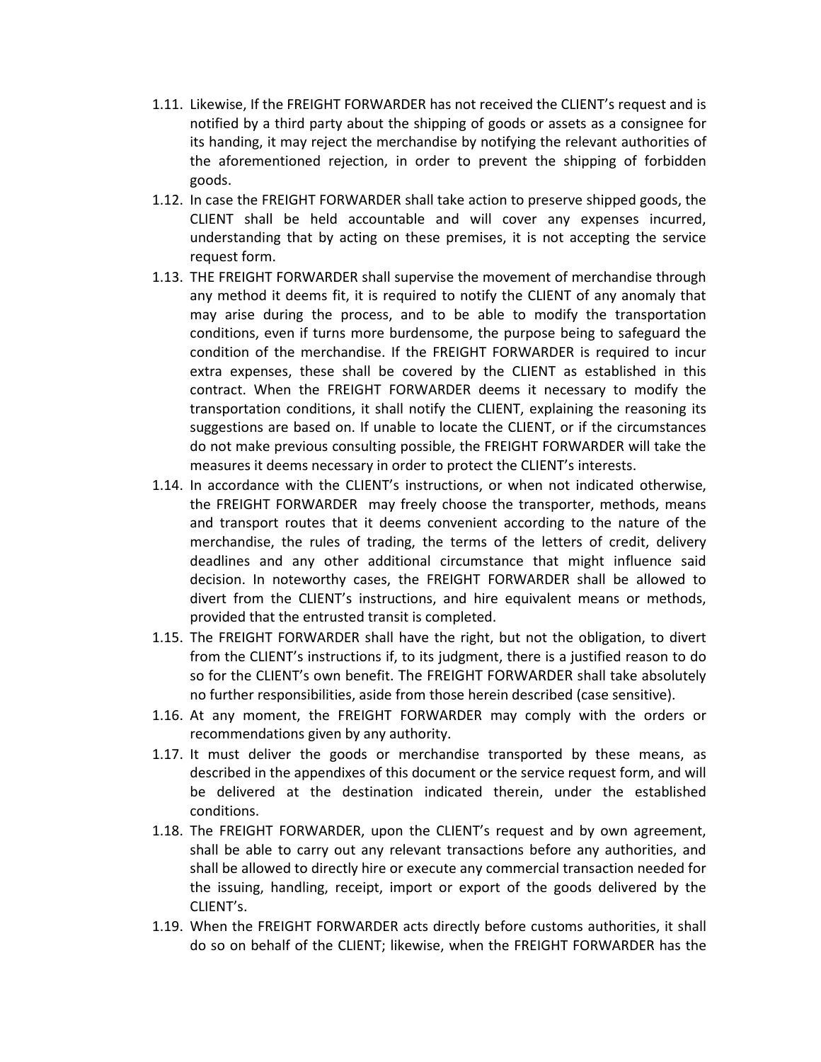1.11. Likewise, If the FREIGHT FORWARDER has not received the CLIENT's request and is notified by a third party about the shipping of goods or assets as a consignee for its handing, it may reject the merchandise by notifying the relevant authorities of the aforementioned rejection, in order to prevent the shipping of forbidden goods.

1.12. In case the FREIGHT FORWARDER shall take action to preserve shipped goods, the CLIENT shall be held accountable and will cover any expenses incurred, understanding that by acting on these premises, it is not accepting the service request form.

1.13. THE FREIGHT FORWARDER shall supervise the movement of merchandise through any method it deems fit, it is required to notify the CLIENT of any anomaly that may arise during the process, and to be able to modify the transportation conditions, even if turns more burdensome, the purpose being to safeguard the condition of the merchandise. If the FREIGHT FORWARDER is required to incur extra expenses, these shall be covered by the CLIENT as established in this contract. When the FREIGHT FORWARDER deems it necessary to modify the transportation conditions, it shall notify the CLIENT, explaining the reasoning its suggestions are based on. If unable to locate the CLIENT, or if the circumstances do not make previous consulting possible, the FREIGHT FORWARDER will take the measures it deems necessary in order to protect the CLIENT's interests.

1.14. In accordance with the CLIENT's instructions, or when not indicated otherwise, the FREIGHT FORWARDER may freely choose the transporter, methods, means and transport routes that it deems convenient according to the nature of the merchandise, the rules of trading, the terms of the letters of credit, delivery deadlines and any other additional circumstance that might influence said decision. In noteworthy cases, the FREIGHT FORWARDER shall be allowed to divert from the CLIENT's instructions, and hire equivalent means or methods, provided that the entrusted transit is completed.

1.15. The FREIGHT FORWARDER shall have the right, but not the obligation, to divert from the CLIENT's instructions if, to its judgment, there is a justified reason to do so for the CLIENT's own benefit. The FREIGHT FORWARDER shall take absolutely no further responsibilities, aside from those herein described (case sensitive).

1.16. At any moment, the FREIGHT FORWARDER may comply with the orders or recommendations given by any authority.

1.17. It must deliver the goods or merchandise transported by these means, as described in the appendixes of this document or the service request form, and will be delivered at the destination indicated therein, under the established conditions.

1.18. The FREIGHT FORWARDER, upon the CLIENT's request and by own agreement, shall be able to carry out any relevant transactions before any authorities, and shall be allowed to directly hire or execute any commercial transaction needed for the issuing, handling, receipt, import or export of the goods delivered by the CLIENT's.

1.19. When the FREIGHT FORWARDER acts directly before customs authorities, it shall do so on behalf of the CLIENT; likewise, when the FREIGHT FORWARDER has the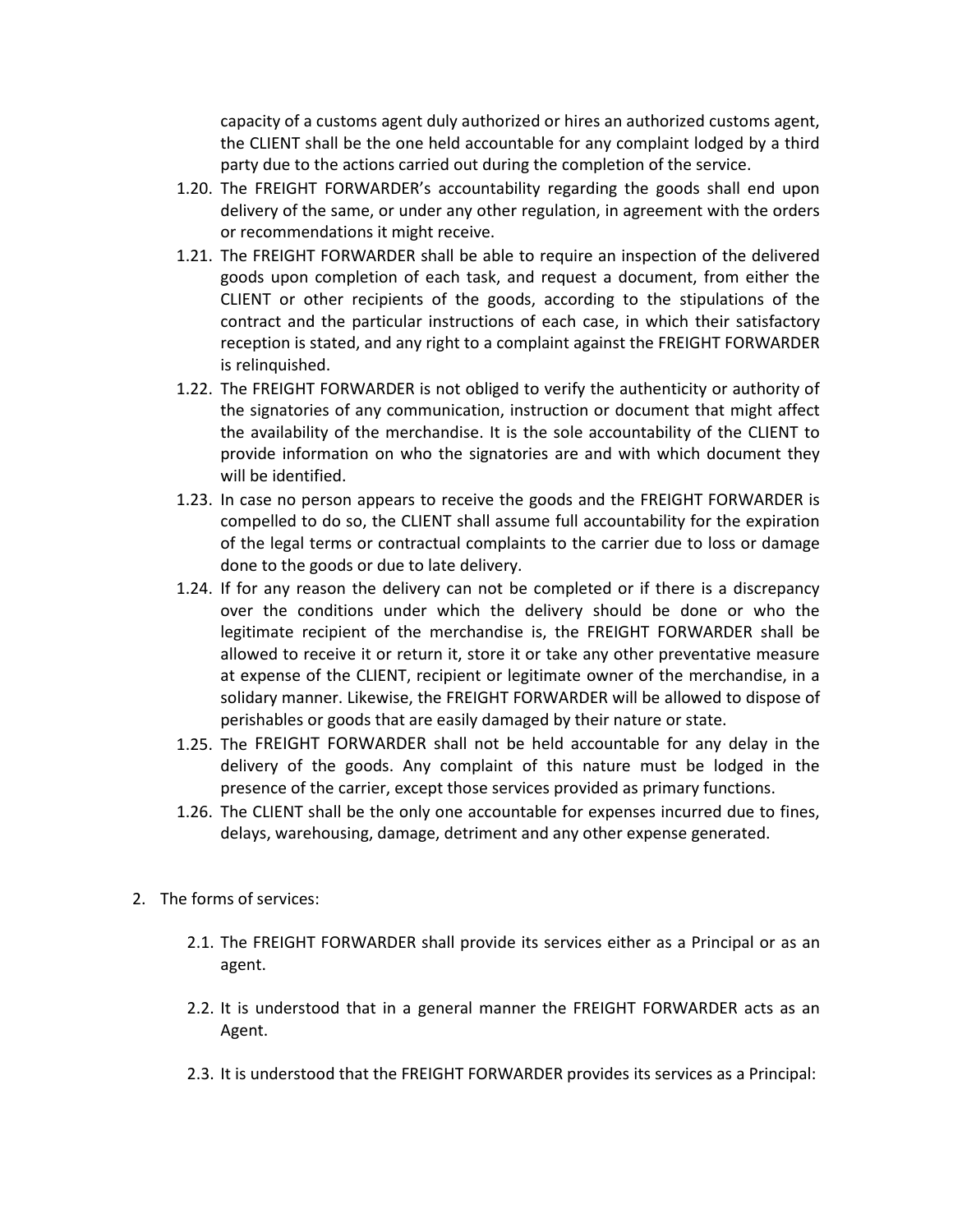capacity of a customs agent duly authorized or hires an authorized customs agent, the CLIENT shall be the one held accountable for any complaint lodged by a third party due to the actions carried out during the completion of the service.

1.20. The FREIGHT FORWARDER's accountability regarding the goods shall end upon delivery of the same, or under any other regulation, in agreement with the orders or recommendations it might receive.

1.21. The FREIGHT FORWARDER shall be able to require an inspection of the delivered goods upon completion of each task, and request a document, from either the CLIENT or other recipients of the goods, according to the stipulations of the contract and the particular instructions of each case, in which their satisfactory reception is stated, and any right to a complaint against the FREIGHT FORWARDER is relinquished.

1.22. The FREIGHT FORWARDER is not obliged to verify the authenticity or authority of the signatories of any communication, instruction or document that might affect the availability of the merchandise. It is the sole accountability of the CLIENT to provide information on who the signatories are and with which document they will be identified.

1.23. In case no person appears to receive the goods and the FREIGHT FORWARDER is compelled to do so, the CLIENT shall assume full accountability for the expiration of the legal terms or contractual complaints to the carrier due to loss or damage done to the goods or due to late delivery.

1.24. If for any reason the delivery can not be completed or if there is a discrepancy over the conditions under which the delivery should be done or who the legitimate recipient of the merchandise is, the FREIGHT FORWARDER shall be allowed to receive it or return it, store it or take any other preventative measure at expense of the CLIENT, recipient or legitimate owner of the merchandise, in a solidary manner. Likewise, the FREIGHT FORWARDER will be allowed to dispose of perishables or goods that are easily damaged by their nature or state.

1.25. The FREIGHT FORWARDER shall not be held accountable for any delay in the delivery of the goods. Any complaint of this nature must be lodged in the presence of the carrier, except those services provided as primary functions.

1.26. The CLIENT shall be the only one accountable for expenses incurred due to fines, delays, warehousing, damage, detriment and any other expense generated.

2. The forms of services:

   2.1. The FREIGHT FORWARDER shall provide its services either as a Principal or as an agent.

   2.2. It is understood that in a general manner the FREIGHT FORWARDER acts as an Agent.

   2.3. It is understood that the FREIGHT FORWARDER provides its services as a Principal: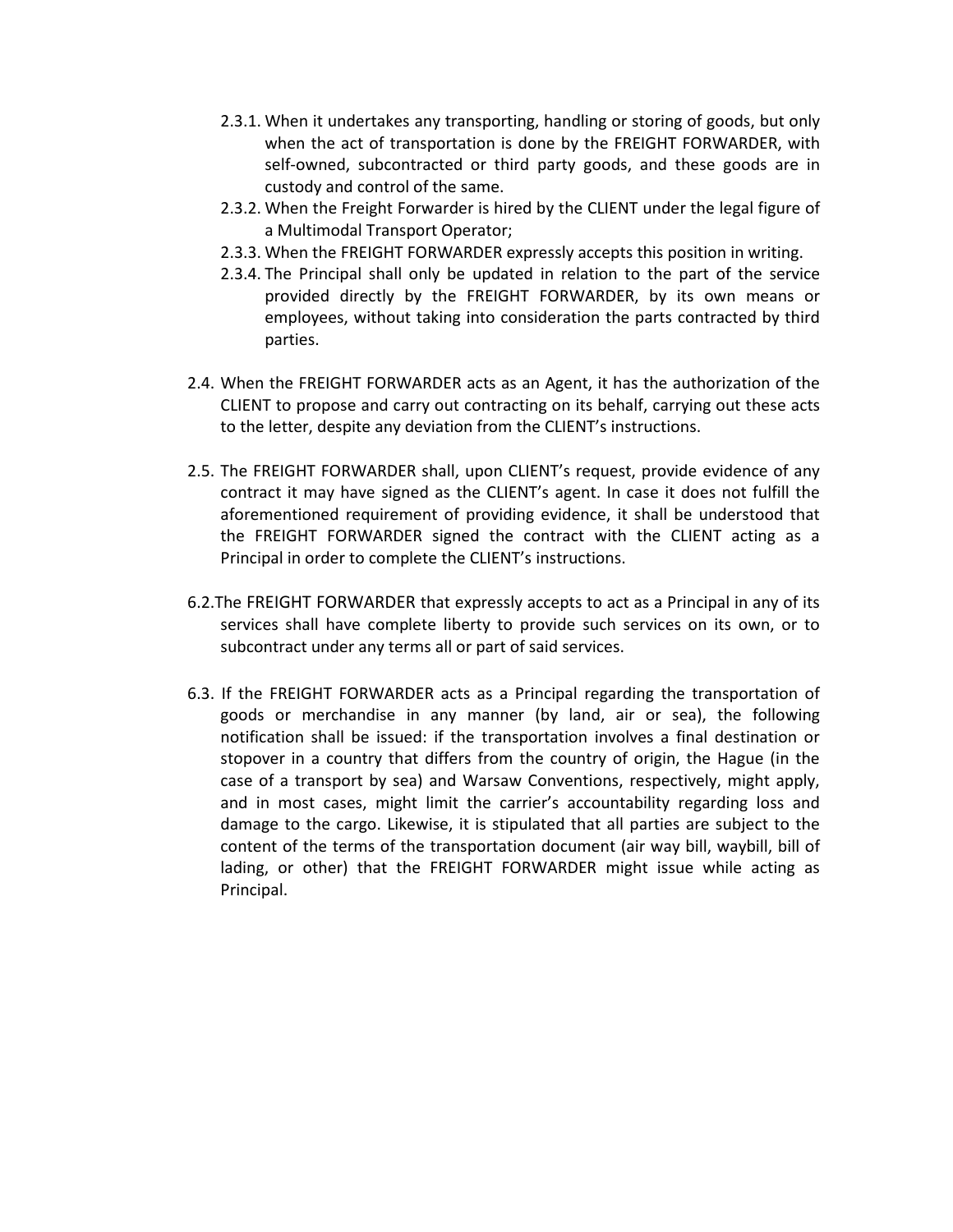2.3.1. When it undertakes any transporting, handling or storing of goods, but only when the act of transportation is done by the FREIGHT FORWARDER, with self-owned, subcontracted or third party goods, and these goods are in custody and control of the same.

2.3.2. When the Freight Forwarder is hired by the CLIENT under the legal figure of a Multimodal Transport Operator;

2.3.3. When the FREIGHT FORWARDER expressly accepts this position in writing.

2.3.4. The Principal shall only be updated in relation to the part of the service provided directly by the FREIGHT FORWARDER, by its own means or employees, without taking into consideration the parts contracted by third parties.

2.4. When the FREIGHT FORWARDER acts as an Agent, it has the authorization of the CLIENT to propose and carry out contracting on its behalf, carrying out these acts to the letter, despite any deviation from the CLIENT's instructions.

2.5. The FREIGHT FORWARDER shall, upon CLIENT's request, provide evidence of any contract it may have signed as the CLIENT's agent. In case it does not fulfill the aforementioned requirement of providing evidence, it shall be understood that the FREIGHT FORWARDER signed the contract with the CLIENT acting as a Principal in order to complete the CLIENT's instructions.

6.2.The FREIGHT FORWARDER that expressly accepts to act as a Principal in any of its services shall have complete liberty to provide such services on its own, or to subcontract under any terms all or part of said services.

6.3. If the FREIGHT FORWARDER acts as a Principal regarding the transportation of goods or merchandise in any manner (by land, air or sea), the following notification shall be issued: if the transportation involves a final destination or stopover in a country that differs from the country of origin, the Hague (in the case of a transport by sea) and Warsaw Conventions, respectively, might apply, and in most cases, might limit the carrier's accountability regarding loss and damage to the cargo. Likewise, it is stipulated that all parties are subject to the content of the terms of the transportation document (air way bill, waybill, bill of lading, or other) that the FREIGHT FORWARDER might issue while acting as Principal.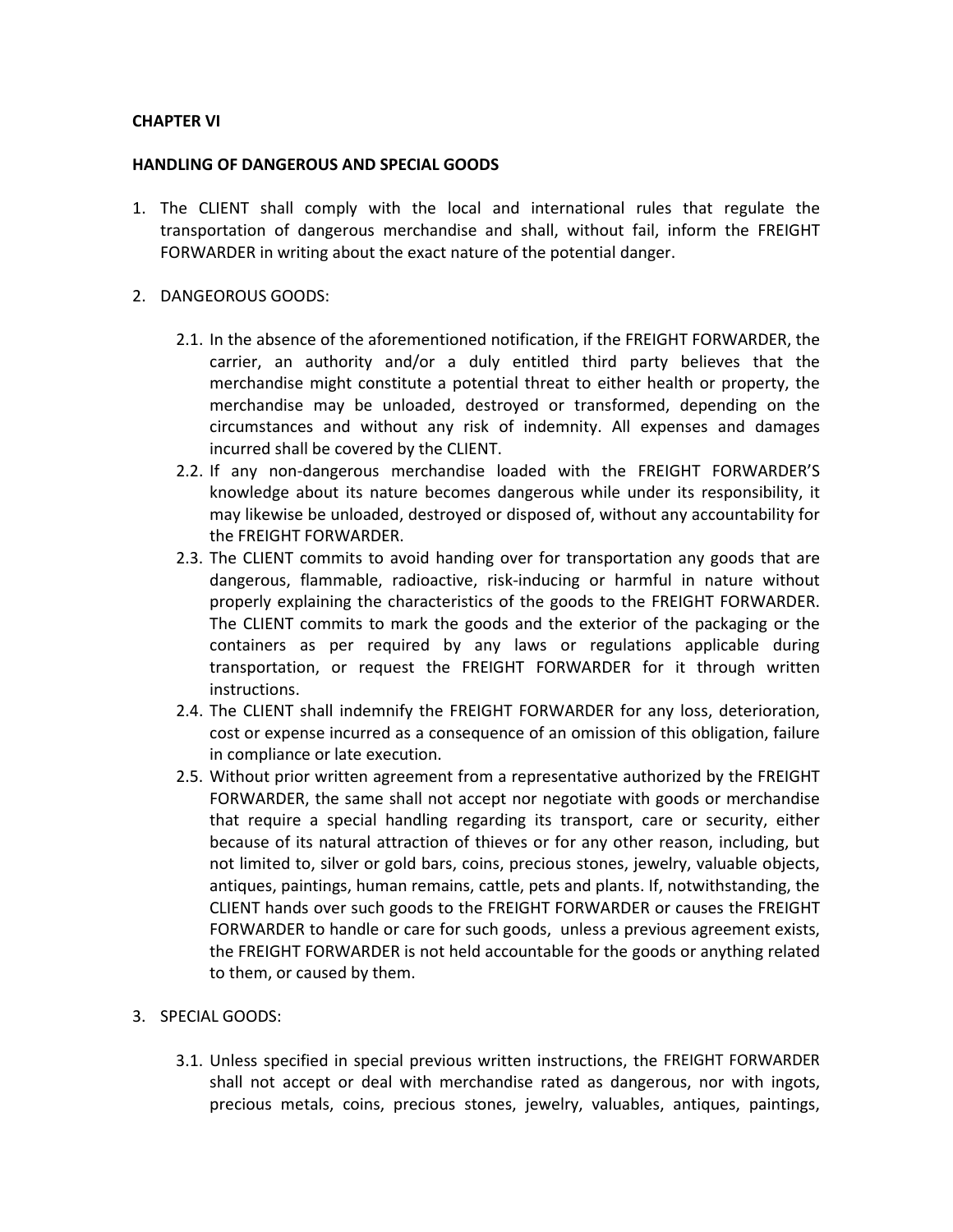**CHAPTER VI**

**HANDLING OF DANGEROUS AND SPECIAL GOODS**

1. The CLIENT shall comply with the local and international rules that regulate the transportation of dangerous merchandise and shall, without fail, inform the FREIGHT FORWARDER in writing about the exact nature of the potential danger.

2. DANGEOROUS GOODS:

   2.1. In the absence of the aforementioned notification, if the FREIGHT FORWARDER, the carrier, an authority and/or a duly entitled third party believes that the merchandise might constitute a potential threat to either health or property, the merchandise may be unloaded, destroyed or transformed, depending on the circumstances and without any risk of indemnity. All expenses and damages incurred shall be covered by the CLIENT.

   2.2. If any non-dangerous merchandise loaded with the FREIGHT FORWARDER'S knowledge about its nature becomes dangerous while under its responsibility, it may likewise be unloaded, destroyed or disposed of, without any accountability for the FREIGHT FORWARDER.

   2.3. The CLIENT commits to avoid handing over for transportation any goods that are dangerous, flammable, radioactive, risk-inducing or harmful in nature without properly explaining the characteristics of the goods to the FREIGHT FORWARDER. The CLIENT commits to mark the goods and the exterior of the packaging or the containers as per required by any laws or regulations applicable during transportation, or request the FREIGHT FORWARDER for it through written instructions.

   2.4. The CLIENT shall indemnify the FREIGHT FORWARDER for any loss, deterioration, cost or expense incurred as a consequence of an omission of this obligation, failure in compliance or late execution.

   2.5. Without prior written agreement from a representative authorized by the FREIGHT FORWARDER, the same shall not accept nor negotiate with goods or merchandise that require a special handling regarding its transport, care or security, either because of its natural attraction of thieves or for any other reason, including, but not limited to, silver or gold bars, coins, precious stones, jewelry, valuable objects, antiques, paintings, human remains, cattle, pets and plants. If, notwithstanding, the CLIENT hands over such goods to the FREIGHT FORWARDER or causes the FREIGHT FORWARDER to handle or care for such goods, unless a previous agreement exists, the FREIGHT FORWARDER is not held accountable for the goods or anything related to them, or caused by them.

3. SPECIAL GOODS:

   3.1. Unless specified in special previous written instructions, the FREIGHT FORWARDER shall not accept or deal with merchandise rated as dangerous, nor with ingots, precious metals, coins, precious stones, jewelry, valuables, antiques, paintings,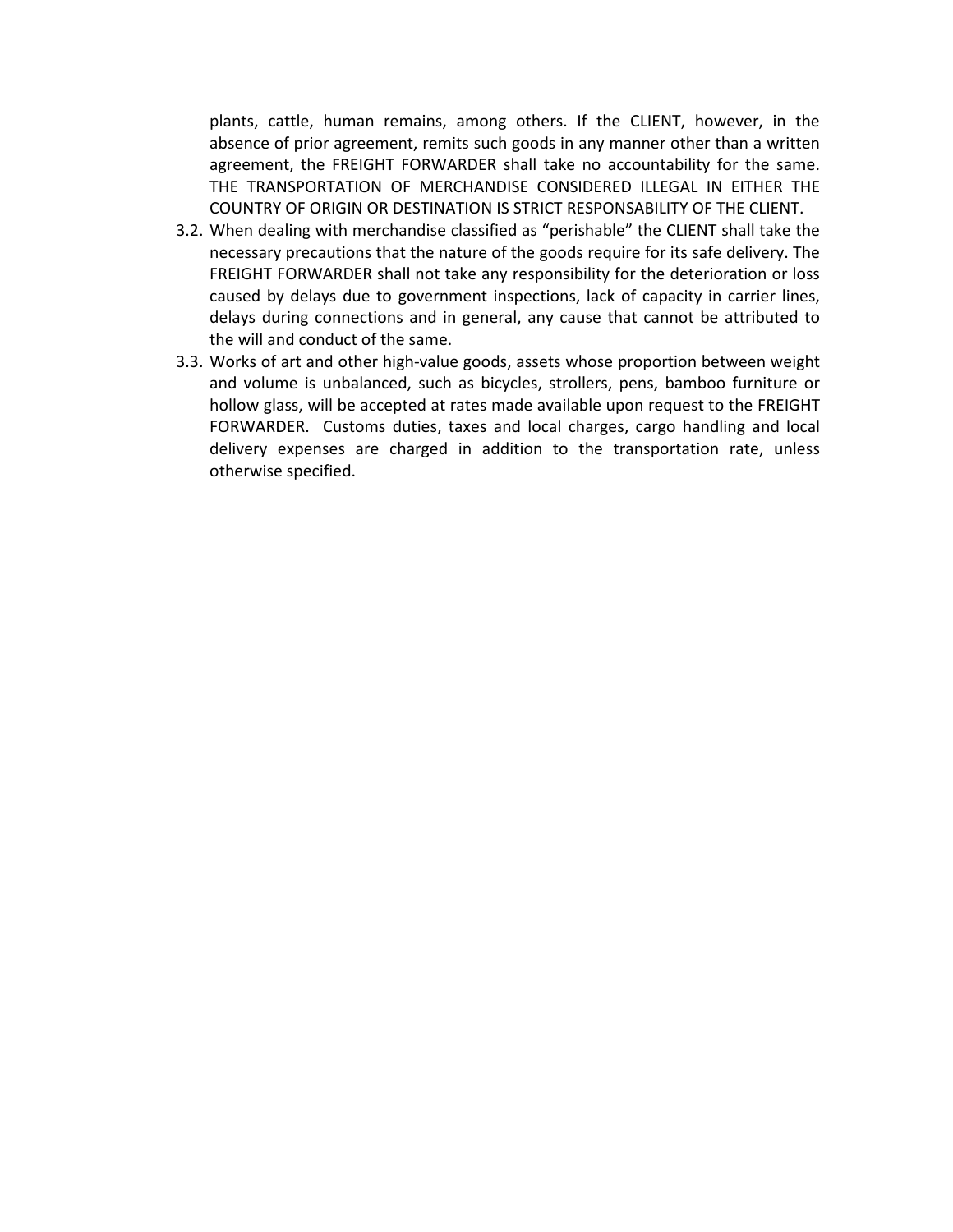plants, cattle, human remains, among others. If the CLIENT, however, in the absence of prior agreement, remits such goods in any manner other than a written agreement, the FREIGHT FORWARDER shall take no accountability for the same. THE TRANSPORTATION OF MERCHANDISE CONSIDERED ILLEGAL IN EITHER THE COUNTRY OF ORIGIN OR DESTINATION IS STRICT RESPONSABILITY OF THE CLIENT.

3.2. When dealing with merchandise classified as "perishable" the CLIENT shall take the necessary precautions that the nature of the goods require for its safe delivery. The FREIGHT FORWARDER shall not take any responsibility for the deterioration or loss caused by delays due to government inspections, lack of capacity in carrier lines, delays during connections and in general, any cause that cannot be attributed to the will and conduct of the same.

3.3. Works of art and other high-value goods, assets whose proportion between weight and volume is unbalanced, such as bicycles, strollers, pens, bamboo furniture or hollow glass, will be accepted at rates made available upon request to the FREIGHT FORWARDER. Customs duties, taxes and local charges, cargo handling and local delivery expenses are charged in addition to the transportation rate, unless otherwise specified.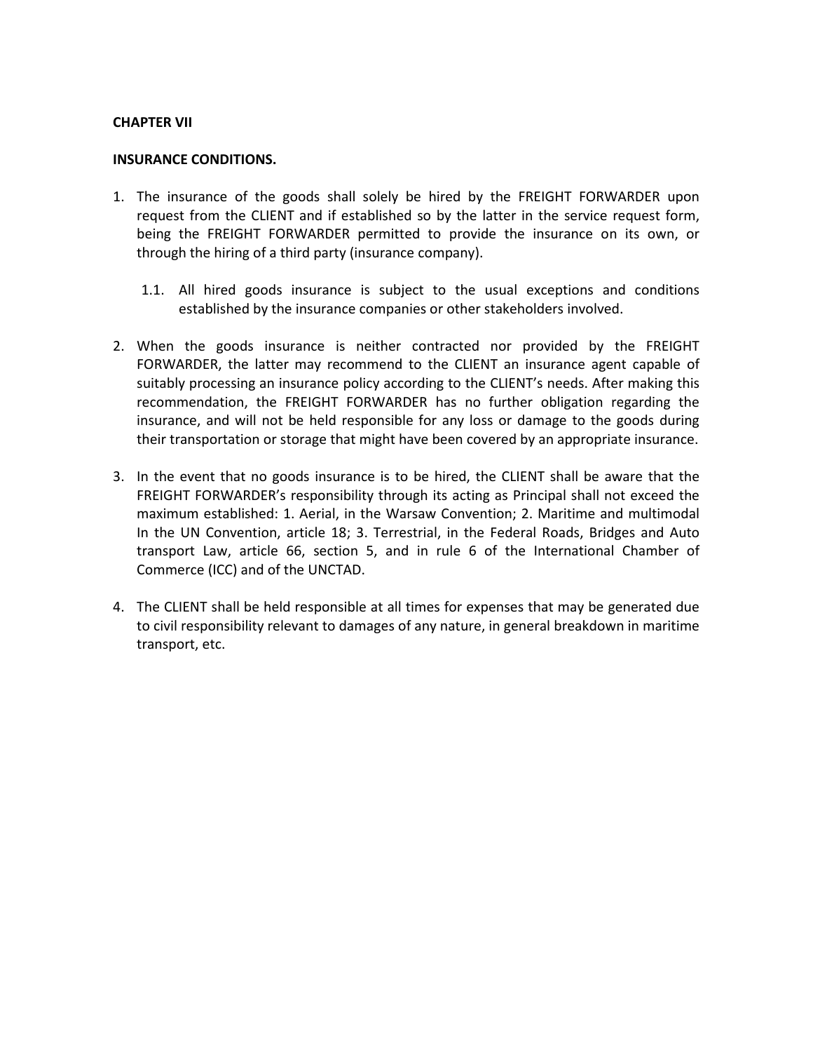**CHAPTER VII**

**INSURANCE CONDITIONS.**

1. The insurance of the goods shall solely be hired by the FREIGHT FORWARDER upon request from the CLIENT and if established so by the latter in the service request form, being the FREIGHT FORWARDER permitted to provide the insurance on its own, or through the hiring of a third party (insurance company).

    1.1. All hired goods insurance is subject to the usual exceptions and conditions established by the insurance companies or other stakeholders involved.

2. When the goods insurance is neither contracted nor provided by the FREIGHT FORWARDER, the latter may recommend to the CLIENT an insurance agent capable of suitably processing an insurance policy according to the CLIENT's needs. After making this recommendation, the FREIGHT FORWARDER has no further obligation regarding the insurance, and will not be held responsible for any loss or damage to the goods during their transportation or storage that might have been covered by an appropriate insurance.

3. In the event that no goods insurance is to be hired, the CLIENT shall be aware that the FREIGHT FORWARDER's responsibility through its acting as Principal shall not exceed the maximum established: 1. Aerial, in the Warsaw Convention; 2. Maritime and multimodal In the UN Convention, article 18; 3. Terrestrial, in the Federal Roads, Bridges and Auto transport Law, article 66, section 5, and in rule 6 of the International Chamber of Commerce (ICC) and of the UNCTAD.

4. The CLIENT shall be held responsible at all times for expenses that may be generated due to civil responsibility relevant to damages of any nature, in general breakdown in maritime transport, etc.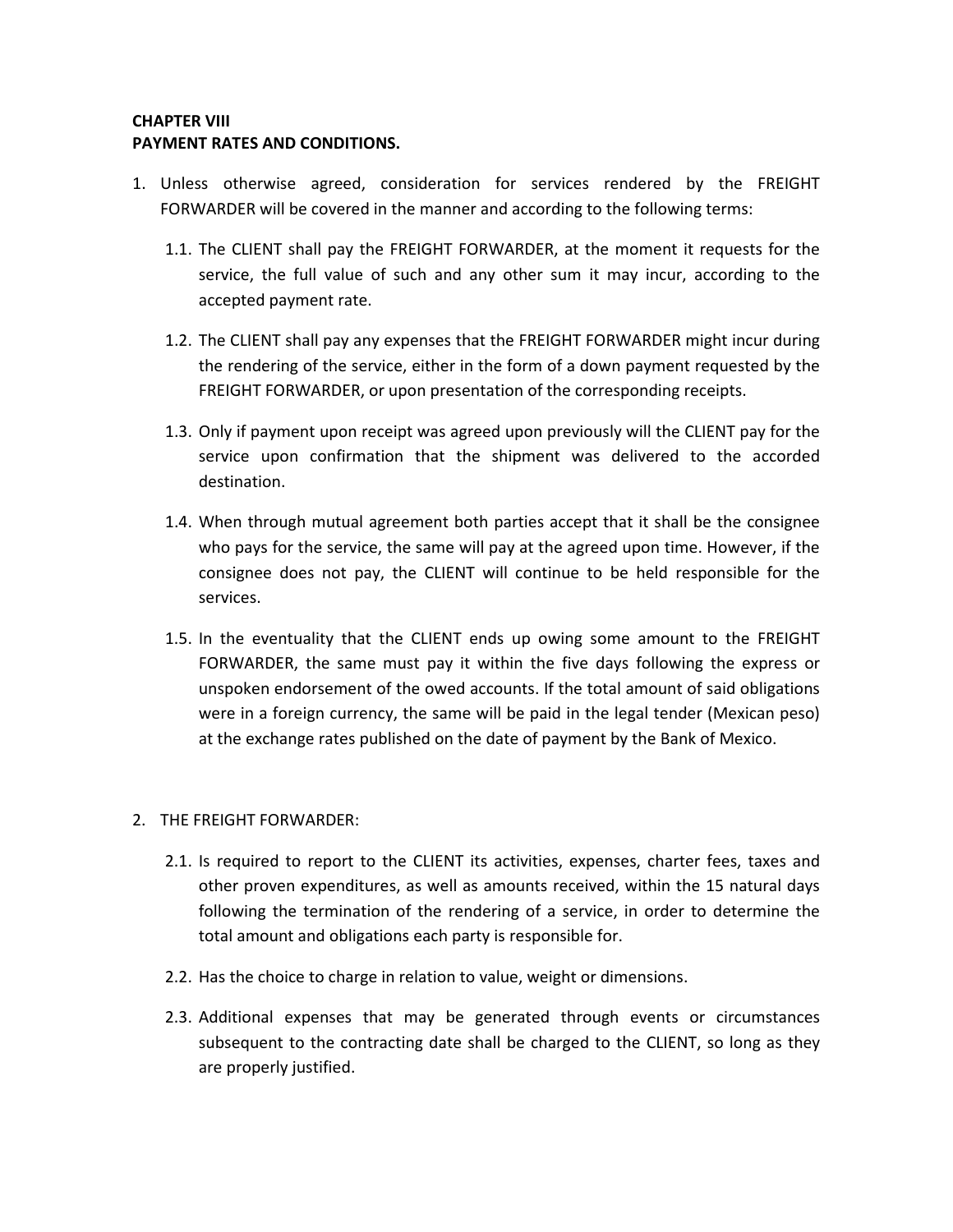**CHAPTER VIII**
**PAYMENT RATES AND CONDITIONS.**

1. Unless otherwise agreed, consideration for services rendered by the FREIGHT FORWARDER will be covered in the manner and according to the following terms:

    1.1. The CLIENT shall pay the FREIGHT FORWARDER, at the moment it requests for the service, the full value of such and any other sum it may incur, according to the accepted payment rate.

    1.2. The CLIENT shall pay any expenses that the FREIGHT FORWARDER might incur during the rendering of the service, either in the form of a down payment requested by the FREIGHT FORWARDER, or upon presentation of the corresponding receipts.

    1.3. Only if payment upon receipt was agreed upon previously will the CLIENT pay for the service upon confirmation that the shipment was delivered to the accorded destination.

    1.4. When through mutual agreement both parties accept that it shall be the consignee who pays for the service, the same will pay at the agreed upon time. However, if the consignee does not pay, the CLIENT will continue to be held responsible for the services.

    1.5. In the eventuality that the CLIENT ends up owing some amount to the FREIGHT FORWARDER, the same must pay it within the five days following the express or unspoken endorsement of the owed accounts. If the total amount of said obligations were in a foreign currency, the same will be paid in the legal tender (Mexican peso) at the exchange rates published on the date of payment by the Bank of Mexico.

2. THE FREIGHT FORWARDER:

    2.1. Is required to report to the CLIENT its activities, expenses, charter fees, taxes and other proven expenditures, as well as amounts received, within the 15 natural days following the termination of the rendering of a service, in order to determine the total amount and obligations each party is responsible for.

    2.2. Has the choice to charge in relation to value, weight or dimensions.

    2.3. Additional expenses that may be generated through events or circumstances subsequent to the contracting date shall be charged to the CLIENT, so long as they are properly justified.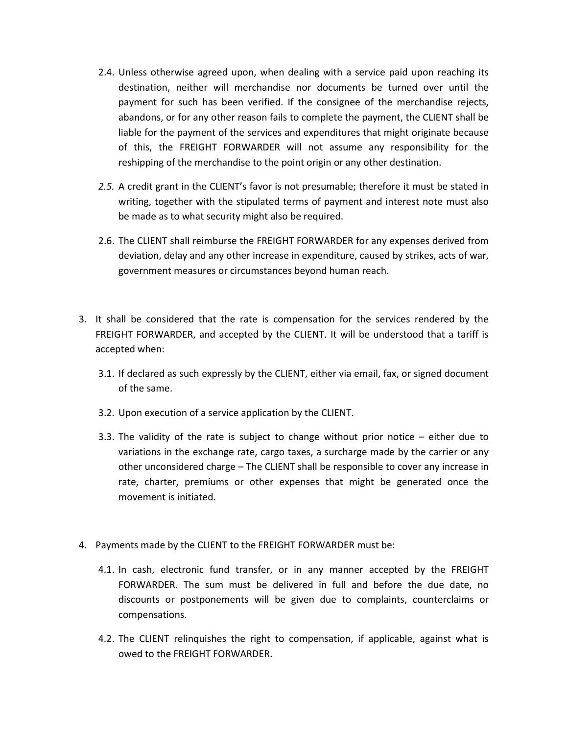2.4. Unless otherwise agreed upon, when dealing with a service paid upon reaching its destination, neither will merchandise nor documents be turned over until the payment for such has been verified. If the consignee of the merchandise rejects, abandons, or for any other reason fails to complete the payment, the CLIENT shall be liable for the payment of the services and expenditures that might originate because of this, the FREIGHT FORWARDER will not assume any responsibility for the reshipping of the merchandise to the point origin or any other destination.

*2.5.* A credit grant in the CLIENT's favor is not presumable; therefore it must be stated in writing, together with the stipulated terms of payment and interest note must also be made as to what security might also be required.

2.6. The CLIENT shall reimburse the FREIGHT FORWARDER for any expenses derived from deviation, delay and any other increase in expenditure, caused by strikes, acts of war, government measures or circumstances beyond human reach.

3. It shall be considered that the rate is compensation for the services rendered by the FREIGHT FORWARDER, and accepted by the CLIENT. It will be understood that a tariff is accepted when:

   3.1. If declared as such expressly by the CLIENT, either via email, fax, or signed document of the same.

   3.2. Upon execution of a service application by the CLIENT.

   3.3. The validity of the rate is subject to change without prior notice – either due to variations in the exchange rate, cargo taxes, a surcharge made by the carrier or any other unconsidered charge – The CLIENT shall be responsible to cover any increase in rate, charter, premiums or other expenses that might be generated once the movement is initiated.

4. Payments made by the CLIENT to the FREIGHT FORWARDER must be:

   4.1. In cash, electronic fund transfer, or in any manner accepted by the FREIGHT FORWARDER. The sum must be delivered in full and before the due date, no discounts or postponements will be given due to complaints, counterclaims or compensations.

   4.2. The CLIENT relinquishes the right to compensation, if applicable, against what is owed to the FREIGHT FORWARDER.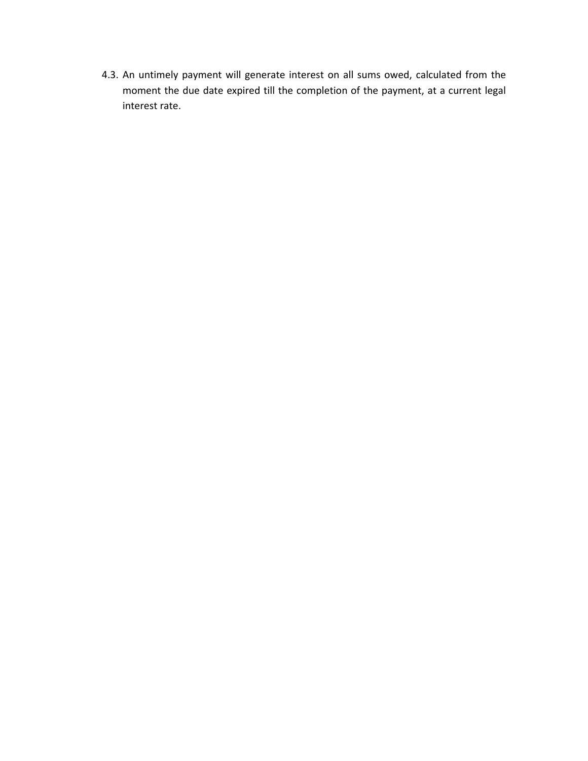4.3. An untimely payment will generate interest on all sums owed, calculated from the moment the due date expired till the completion of the payment, at a current legal interest rate.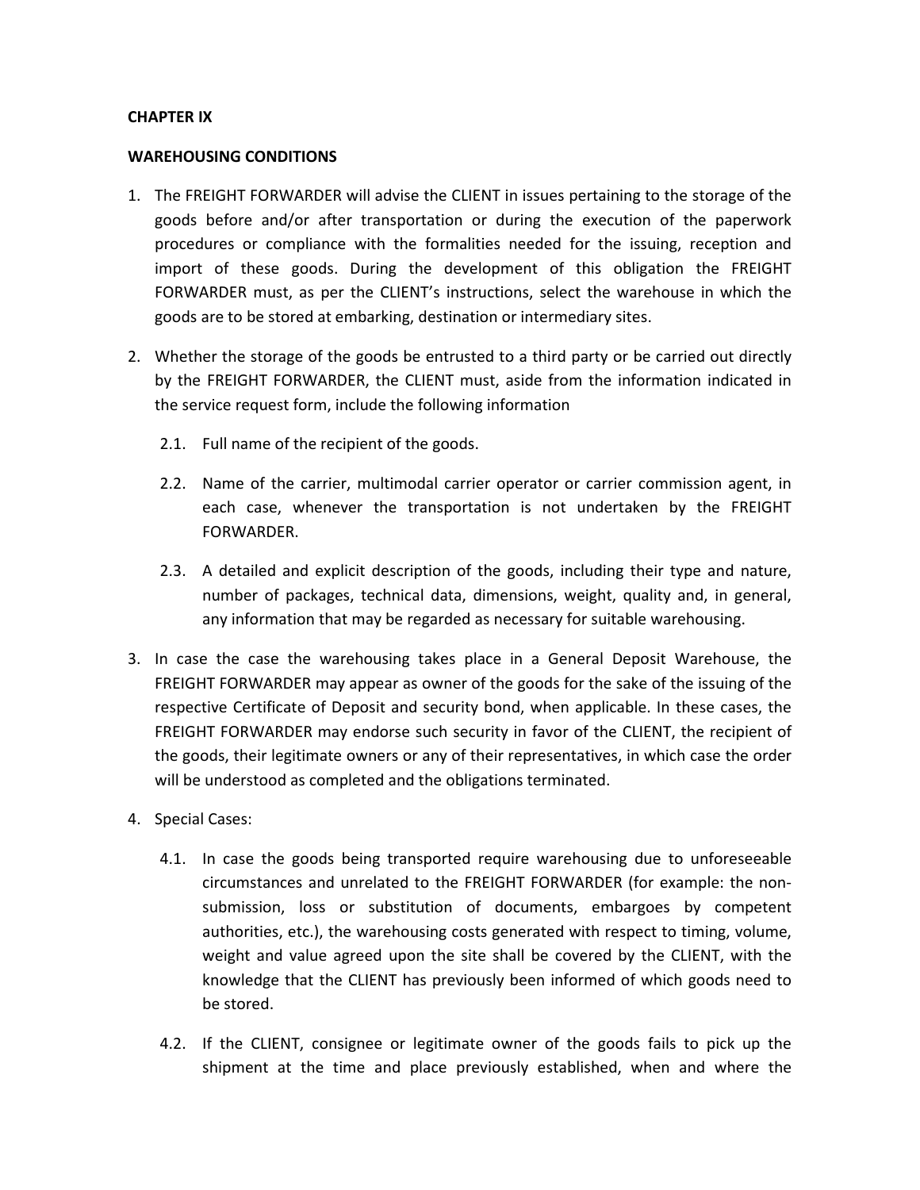**CHAPTER IX**

**WAREHOUSING CONDITIONS**

1. The FREIGHT FORWARDER will advise the CLIENT in issues pertaining to the storage of the goods before and/or after transportation or during the execution of the paperwork procedures or compliance with the formalities needed for the issuing, reception and import of these goods. During the development of this obligation the FREIGHT FORWARDER must, as per the CLIENT's instructions, select the warehouse in which the goods are to be stored at embarking, destination or intermediary sites.

2. Whether the storage of the goods be entrusted to a third party or be carried out directly by the FREIGHT FORWARDER, the CLIENT must, aside from the information indicated in the service request form, include the following information

   2.1. Full name of the recipient of the goods.

   2.2. Name of the carrier, multimodal carrier operator or carrier commission agent, in each case, whenever the transportation is not undertaken by the FREIGHT FORWARDER.

   2.3. A detailed and explicit description of the goods, including their type and nature, number of packages, technical data, dimensions, weight, quality and, in general, any information that may be regarded as necessary for suitable warehousing.

3. In case the case the warehousing takes place in a General Deposit Warehouse, the FREIGHT FORWARDER may appear as owner of the goods for the sake of the issuing of the respective Certificate of Deposit and security bond, when applicable. In these cases, the FREIGHT FORWARDER may endorse such security in favor of the CLIENT, the recipient of the goods, their legitimate owners or any of their representatives, in which case the order will be understood as completed and the obligations terminated.

4. Special Cases:

   4.1. In case the goods being transported require warehousing due to unforeseeable circumstances and unrelated to the FREIGHT FORWARDER (for example: the non-submission, loss or substitution of documents, embargoes by competent authorities, etc.), the warehousing costs generated with respect to timing, volume, weight and value agreed upon the site shall be covered by the CLIENT, with the knowledge that the CLIENT has previously been informed of which goods need to be stored.

   4.2. If the CLIENT, consignee or legitimate owner of the goods fails to pick up the shipment at the time and place previously established, when and where the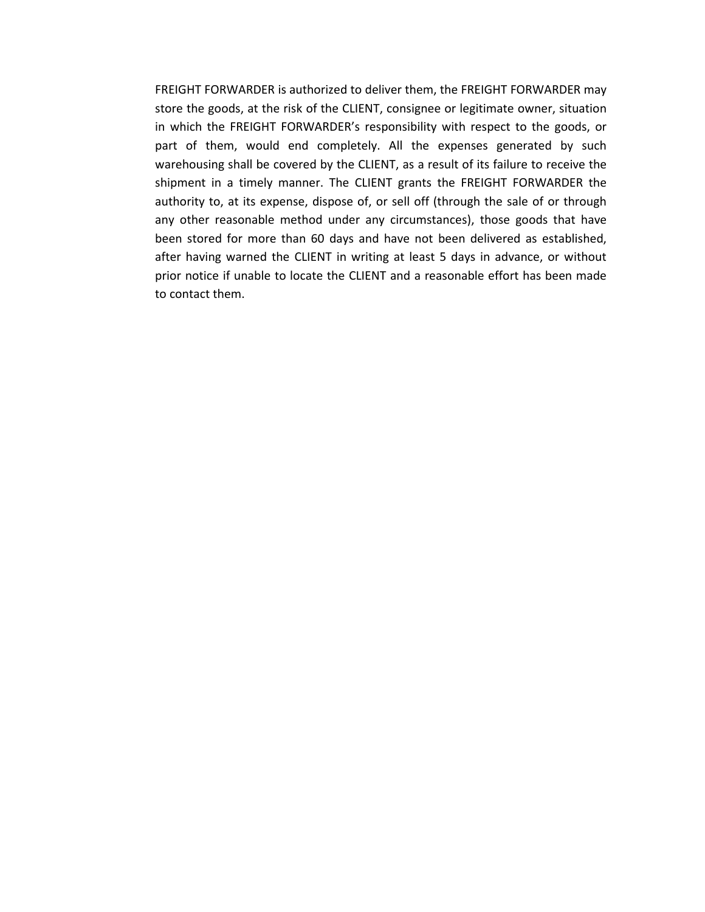FREIGHT FORWARDER is authorized to deliver them, the FREIGHT FORWARDER may store the goods, at the risk of the CLIENT, consignee or legitimate owner, situation in which the FREIGHT FORWARDER's responsibility with respect to the goods, or part of them, would end completely. All the expenses generated by such warehousing shall be covered by the CLIENT, as a result of its failure to receive the shipment in a timely manner. The CLIENT grants the FREIGHT FORWARDER the authority to, at its expense, dispose of, or sell off (through the sale of or through any other reasonable method under any circumstances), those goods that have been stored for more than 60 days and have not been delivered as established, after having warned the CLIENT in writing at least 5 days in advance, or without prior notice if unable to locate the CLIENT and a reasonable effort has been made to contact them.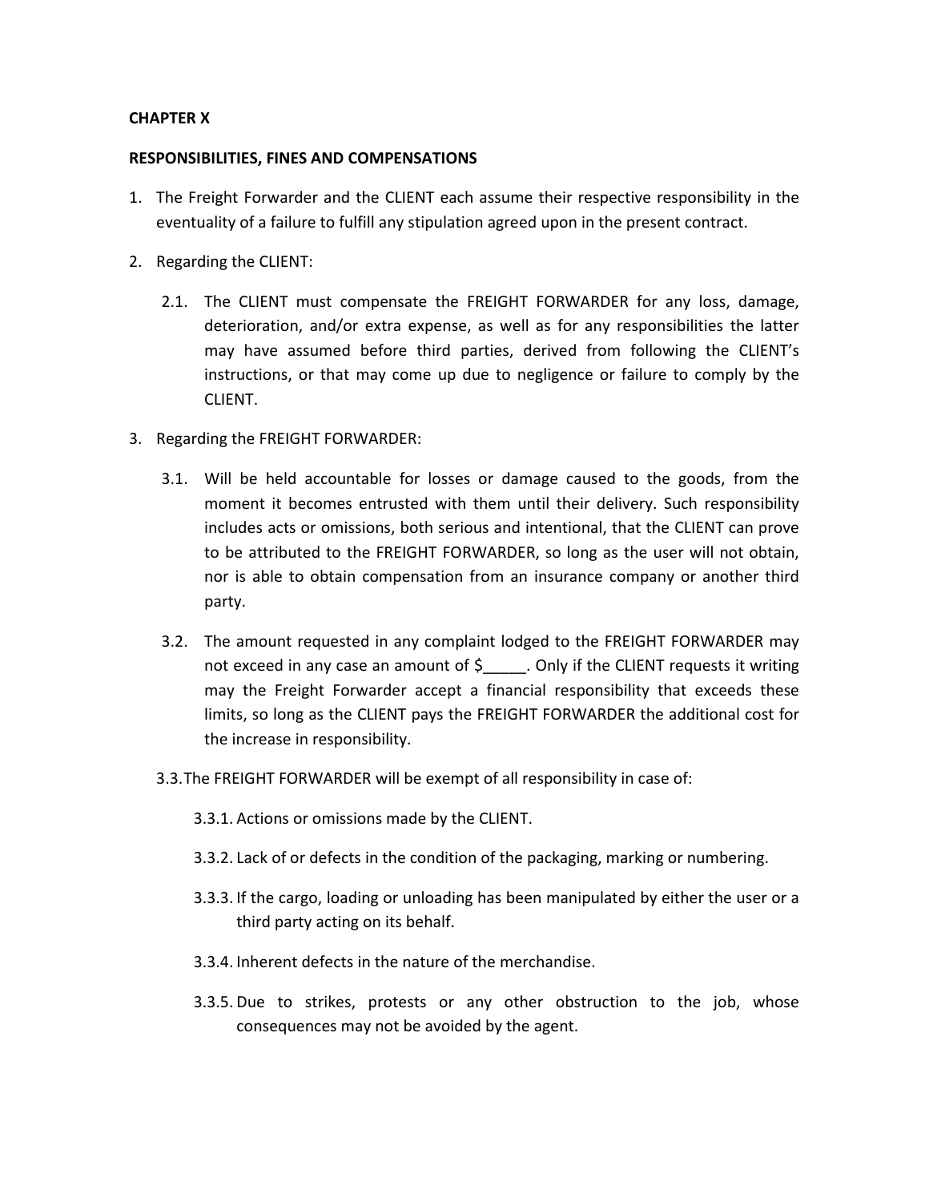**CHAPTER X**

**RESPONSIBILITIES, FINES AND COMPENSATIONS**

1. The Freight Forwarder and the CLIENT each assume their respective responsibility in the eventuality of a failure to fulfill any stipulation agreed upon in the present contract.

2. Regarding the CLIENT:

   2.1. The CLIENT must compensate the FREIGHT FORWARDER for any loss, damage, deterioration, and/or extra expense, as well as for any responsibilities the latter may have assumed before third parties, derived from following the CLIENT's instructions, or that may come up due to negligence or failure to comply by the CLIENT.

3. Regarding the FREIGHT FORWARDER:

   3.1. Will be held accountable for losses or damage caused to the goods, from the moment it becomes entrusted with them until their delivery. Such responsibility includes acts or omissions, both serious and intentional, that the CLIENT can prove to be attributed to the FREIGHT FORWARDER, so long as the user will not obtain, nor is able to obtain compensation from an insurance company or another third party.

   3.2. The amount requested in any complaint lodged to the FREIGHT FORWARDER may not exceed in any case an amount of $_____. Only if the CLIENT requests it writing may the Freight Forwarder accept a financial responsibility that exceeds these limits, so long as the CLIENT pays the FREIGHT FORWARDER the additional cost for the increase in responsibility.

   3.3. The FREIGHT FORWARDER will be exempt of all responsibility in case of:

      3.3.1. Actions or omissions made by the CLIENT.

      3.3.2. Lack of or defects in the condition of the packaging, marking or numbering.

      3.3.3. If the cargo, loading or unloading has been manipulated by either the user or a third party acting on its behalf.

      3.3.4. Inherent defects in the nature of the merchandise.

      3.3.5. Due to strikes, protests or any other obstruction to the job, whose consequences may not be avoided by the agent.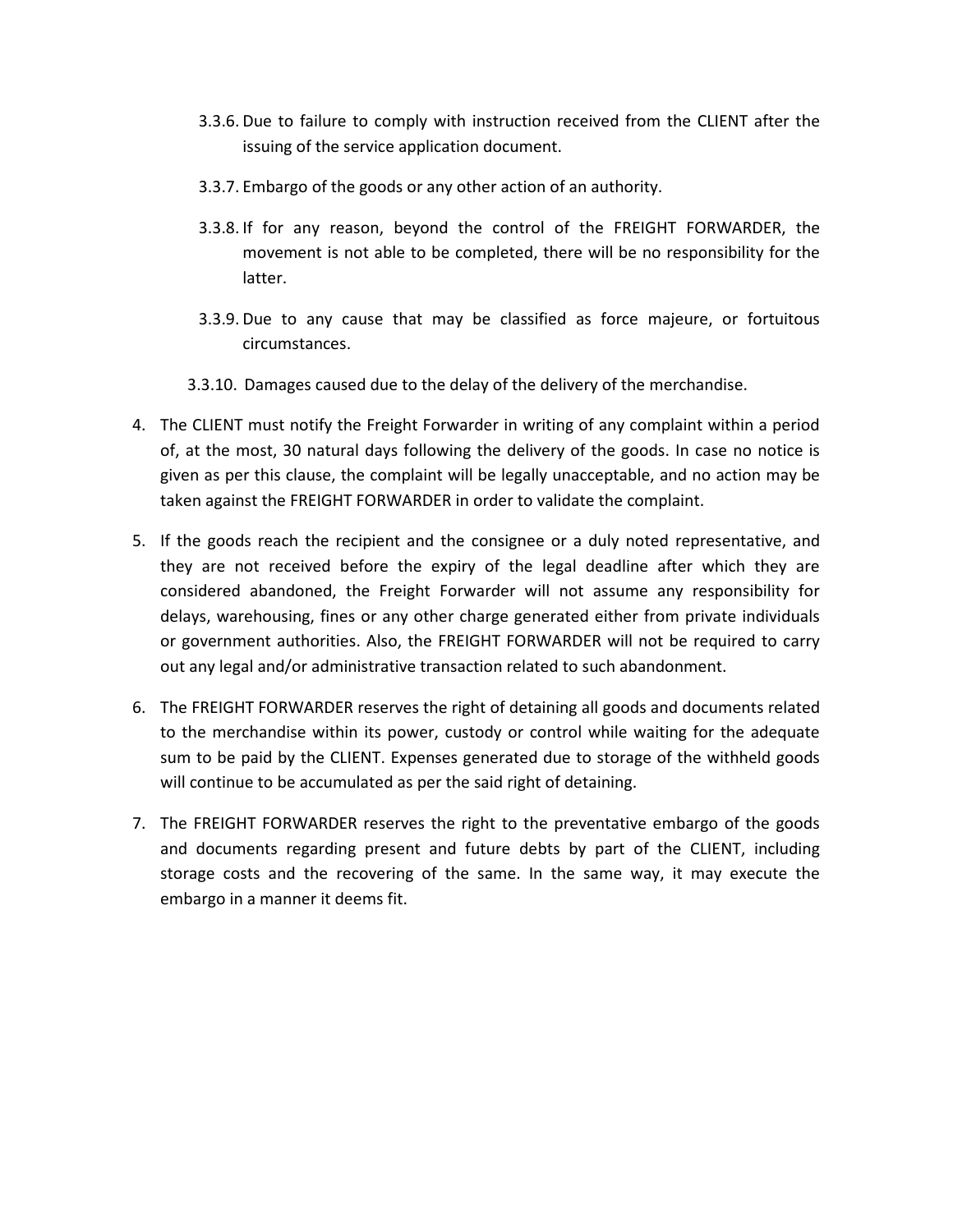- 3.3.6. Due to failure to comply with instruction received from the CLIENT after the issuing of the service application document.
- 3.3.7. Embargo of the goods or any other action of an authority.
- 3.3.8. If for any reason, beyond the control of the FREIGHT FORWARDER, the movement is not able to be completed, there will be no responsibility for the latter.
- 3.3.9. Due to any cause that may be classified as force majeure, or fortuitous circumstances.
- 3.3.10. Damages caused due to the delay of the delivery of the merchandise.

4. The CLIENT must notify the Freight Forwarder in writing of any complaint within a period of, at the most, 30 natural days following the delivery of the goods. In case no notice is given as per this clause, the complaint will be legally unacceptable, and no action may be taken against the FREIGHT FORWARDER in order to validate the complaint.
5. If the goods reach the recipient and the consignee or a duly noted representative, and they are not received before the expiry of the legal deadline after which they are considered abandoned, the Freight Forwarder will not assume any responsibility for delays, warehousing, fines or any other charge generated either from private individuals or government authorities. Also, the FREIGHT FORWARDER will not be required to carry out any legal and/or administrative transaction related to such abandonment.
6. The FREIGHT FORWARDER reserves the right of detaining all goods and documents related to the merchandise within its power, custody or control while waiting for the adequate sum to be paid by the CLIENT. Expenses generated due to storage of the withheld goods will continue to be accumulated as per the said right of detaining.
7. The FREIGHT FORWARDER reserves the right to the preventative embargo of the goods and documents regarding present and future debts by part of the CLIENT, including storage costs and the recovering of the same. In the same way, it may execute the embargo in a manner it deems fit.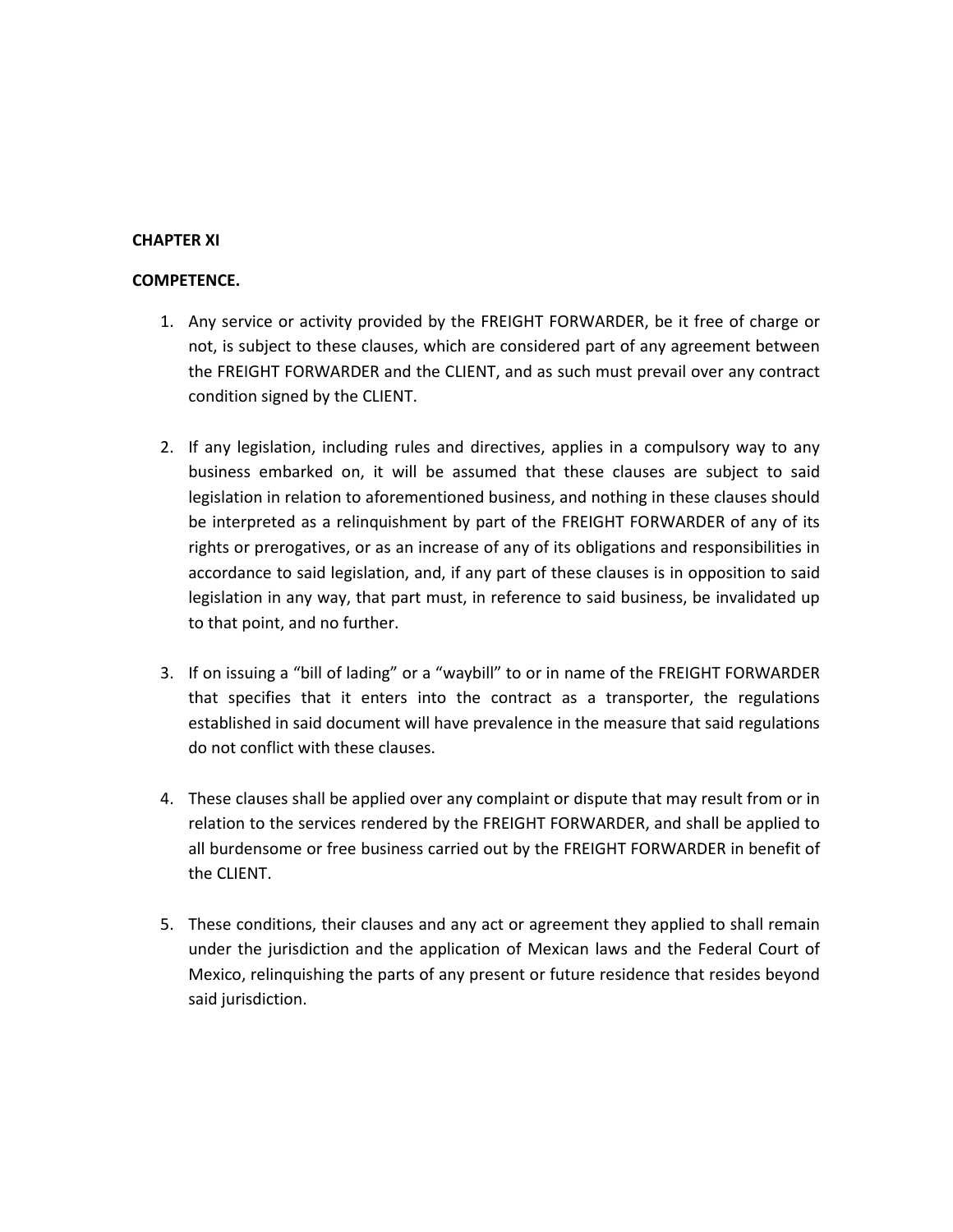**CHAPTER XI**

**COMPETENCE.**

1. Any service or activity provided by the FREIGHT FORWARDER, be it free of charge or not, is subject to these clauses, which are considered part of any agreement between the FREIGHT FORWARDER and the CLIENT, and as such must prevail over any contract condition signed by the CLIENT.

2. If any legislation, including rules and directives, applies in a compulsory way to any business embarked on, it will be assumed that these clauses are subject to said legislation in relation to aforementioned business, and nothing in these clauses should be interpreted as a relinquishment by part of the FREIGHT FORWARDER of any of its rights or prerogatives, or as an increase of any of its obligations and responsibilities in accordance to said legislation, and, if any part of these clauses is in opposition to said legislation in any way, that part must, in reference to said business, be invalidated up to that point, and no further.

3. If on issuing a "bill of lading" or a "waybill" to or in name of the FREIGHT FORWARDER that specifies that it enters into the contract as a transporter, the regulations established in said document will have prevalence in the measure that said regulations do not conflict with these clauses.

4. These clauses shall be applied over any complaint or dispute that may result from or in relation to the services rendered by the FREIGHT FORWARDER, and shall be applied to all burdensome or free business carried out by the FREIGHT FORWARDER in benefit of the CLIENT.

5. These conditions, their clauses and any act or agreement they applied to shall remain under the jurisdiction and the application of Mexican laws and the Federal Court of Mexico, relinquishing the parts of any present or future residence that resides beyond said jurisdiction.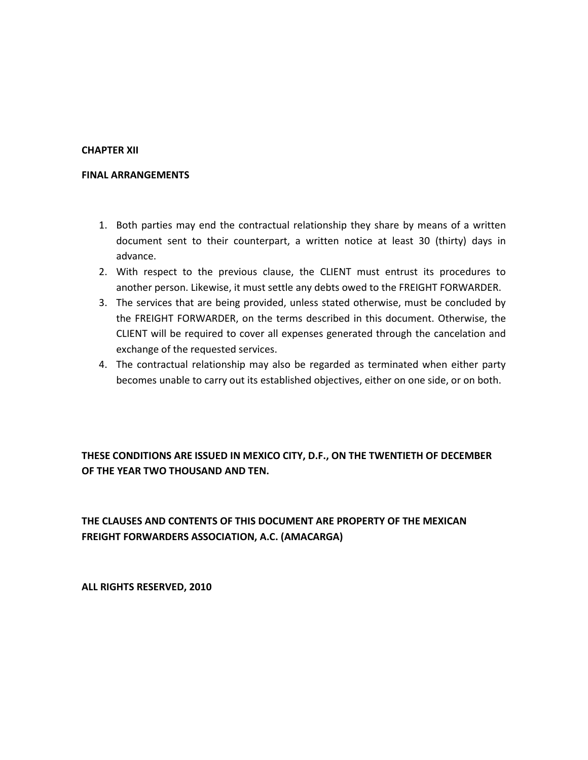**CHAPTER XII**

**FINAL ARRANGEMENTS**

1. Both parties may end the contractual relationship they share by means of a written document sent to their counterpart, a written notice at least 30 (thirty) days in advance.
2. With respect to the previous clause, the CLIENT must entrust its procedures to another person. Likewise, it must settle any debts owed to the FREIGHT FORWARDER.
3. The services that are being provided, unless stated otherwise, must be concluded by the FREIGHT FORWARDER, on the terms described in this document. Otherwise, the CLIENT will be required to cover all expenses generated through the cancelation and exchange of the requested services.
4. The contractual relationship may also be regarded as terminated when either party becomes unable to carry out its established objectives, either on one side, or on both.

**THESE CONDITIONS ARE ISSUED IN MEXICO CITY, D.F., ON THE TWENTIETH OF DECEMBER OF THE YEAR TWO THOUSAND AND TEN.**

**THE CLAUSES AND CONTENTS OF THIS DOCUMENT ARE PROPERTY OF THE MEXICAN FREIGHT FORWARDERS ASSOCIATION, A.C. (AMACARGA)**

**ALL RIGHTS RESERVED, 2010**